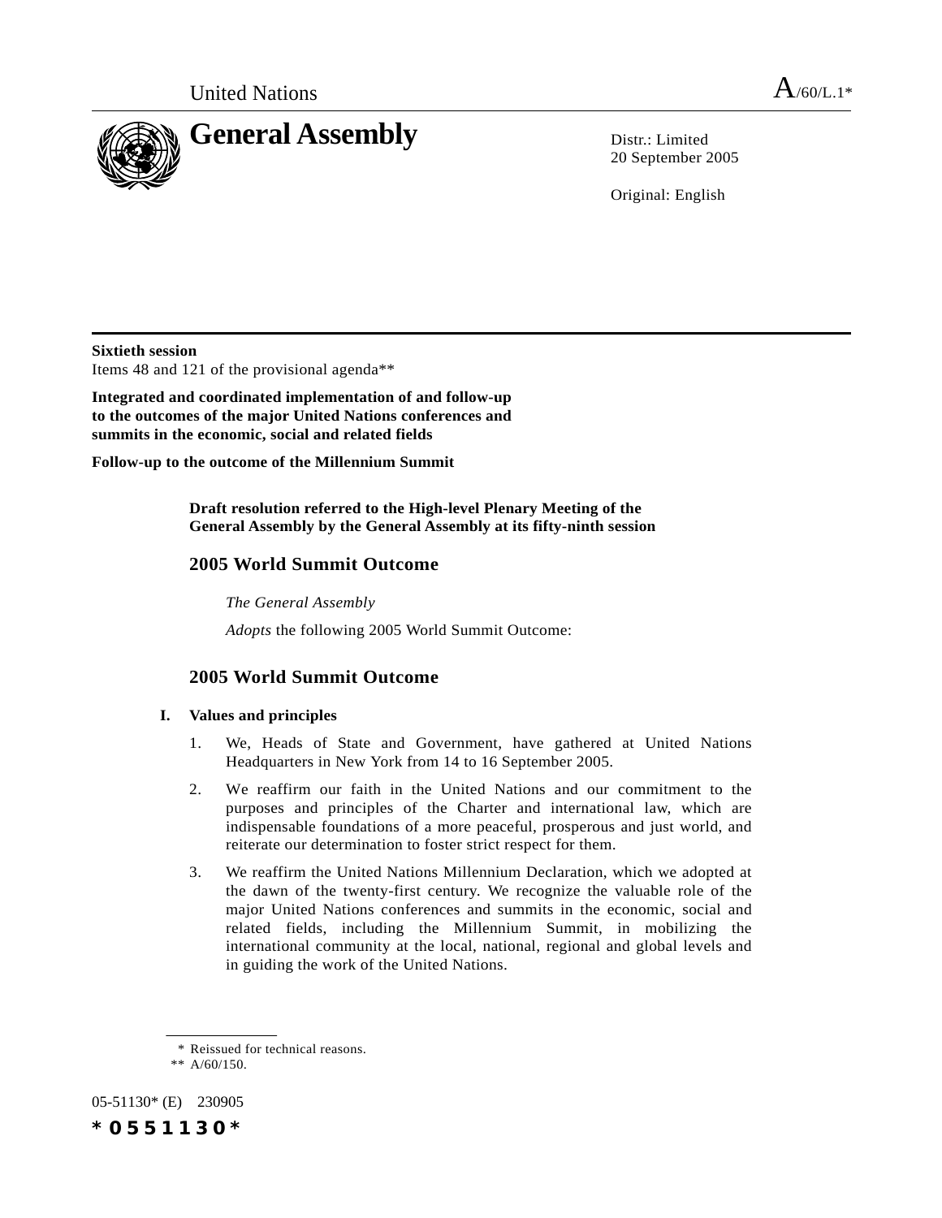United Nations A/60/L.1*

# General Assembly

Distr.: Limited
20 September 2005

Original: English

**Sixtieth session**
Items 48 and 121 of the provisional agenda**

**Integrated and coordinated implementation of and follow-up to the outcomes of the major United Nations conferences and summits in the economic, social and related fields**

**Follow-up to the outcome of the Millennium Summit**

**Draft resolution referred to the High-level Plenary Meeting of the General Assembly by the General Assembly at its fifty-ninth session**

## 2005 World Summit Outcome

*The General Assembly*

*Adopts* the following 2005 World Summit Outcome:

## 2005 World Summit Outcome

### I. Values and principles

1. We, Heads of State and Government, have gathered at United Nations Headquarters in New York from 14 to 16 September 2005.

2. We reaffirm our faith in the United Nations and our commitment to the purposes and principles of the Charter and international law, which are indispensable foundations of a more peaceful, prosperous and just world, and reiterate our determination to foster strict respect for them.

3. We reaffirm the United Nations Millennium Declaration, which we adopted at the dawn of the twenty-first century. We recognize the valuable role of the major United Nations conferences and summits in the economic, social and related fields, including the Millennium Summit, in mobilizing the international community at the local, national, regional and global levels and in guiding the work of the United Nations.

\* Reissued for technical reasons.
\*\* A/60/150.

05-51130* (E) 230905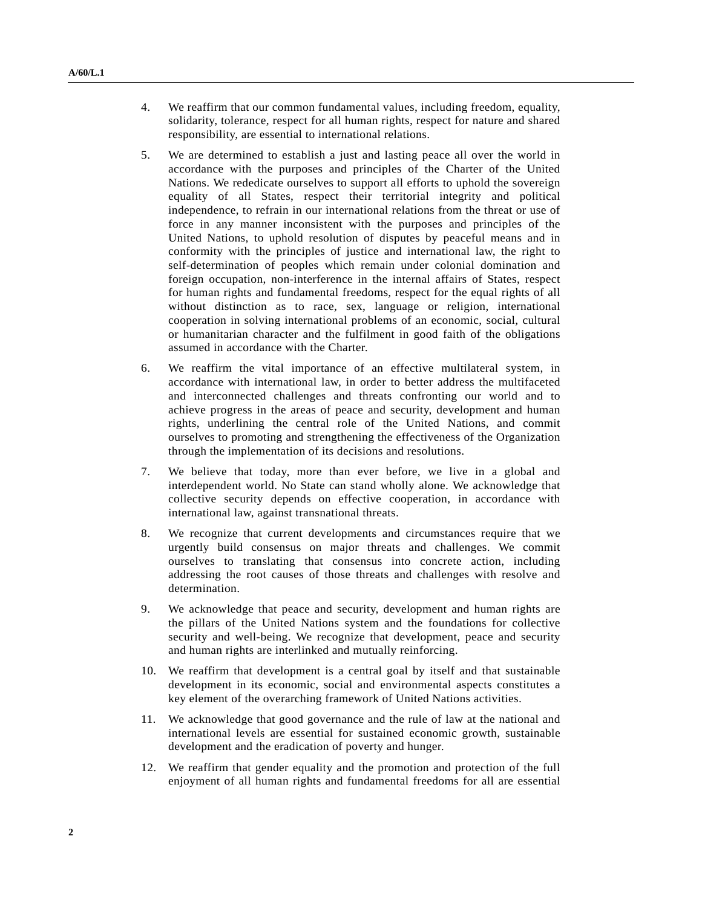4. We reaffirm that our common fundamental values, including freedom, equality, solidarity, tolerance, respect for all human rights, respect for nature and shared responsibility, are essential to international relations.

5. We are determined to establish a just and lasting peace all over the world in accordance with the purposes and principles of the Charter of the United Nations. We rededicate ourselves to support all efforts to uphold the sovereign equality of all States, respect their territorial integrity and political independence, to refrain in our international relations from the threat or use of force in any manner inconsistent with the purposes and principles of the United Nations, to uphold resolution of disputes by peaceful means and in conformity with the principles of justice and international law, the right to self-determination of peoples which remain under colonial domination and foreign occupation, non-interference in the internal affairs of States, respect for human rights and fundamental freedoms, respect for the equal rights of all without distinction as to race, sex, language or religion, international cooperation in solving international problems of an economic, social, cultural or humanitarian character and the fulfilment in good faith of the obligations assumed in accordance with the Charter.

6. We reaffirm the vital importance of an effective multilateral system, in accordance with international law, in order to better address the multifaceted and interconnected challenges and threats confronting our world and to achieve progress in the areas of peace and security, development and human rights, underlining the central role of the United Nations, and commit ourselves to promoting and strengthening the effectiveness of the Organization through the implementation of its decisions and resolutions.

7. We believe that today, more than ever before, we live in a global and interdependent world. No State can stand wholly alone. We acknowledge that collective security depends on effective cooperation, in accordance with international law, against transnational threats.

8. We recognize that current developments and circumstances require that we urgently build consensus on major threats and challenges. We commit ourselves to translating that consensus into concrete action, including addressing the root causes of those threats and challenges with resolve and determination.

9. We acknowledge that peace and security, development and human rights are the pillars of the United Nations system and the foundations for collective security and well-being. We recognize that development, peace and security and human rights are interlinked and mutually reinforcing.

10. We reaffirm that development is a central goal by itself and that sustainable development in its economic, social and environmental aspects constitutes a key element of the overarching framework of United Nations activities.

11. We acknowledge that good governance and the rule of law at the national and international levels are essential for sustained economic growth, sustainable development and the eradication of poverty and hunger.

12. We reaffirm that gender equality and the promotion and protection of the full enjoyment of all human rights and fundamental freedoms for all are essential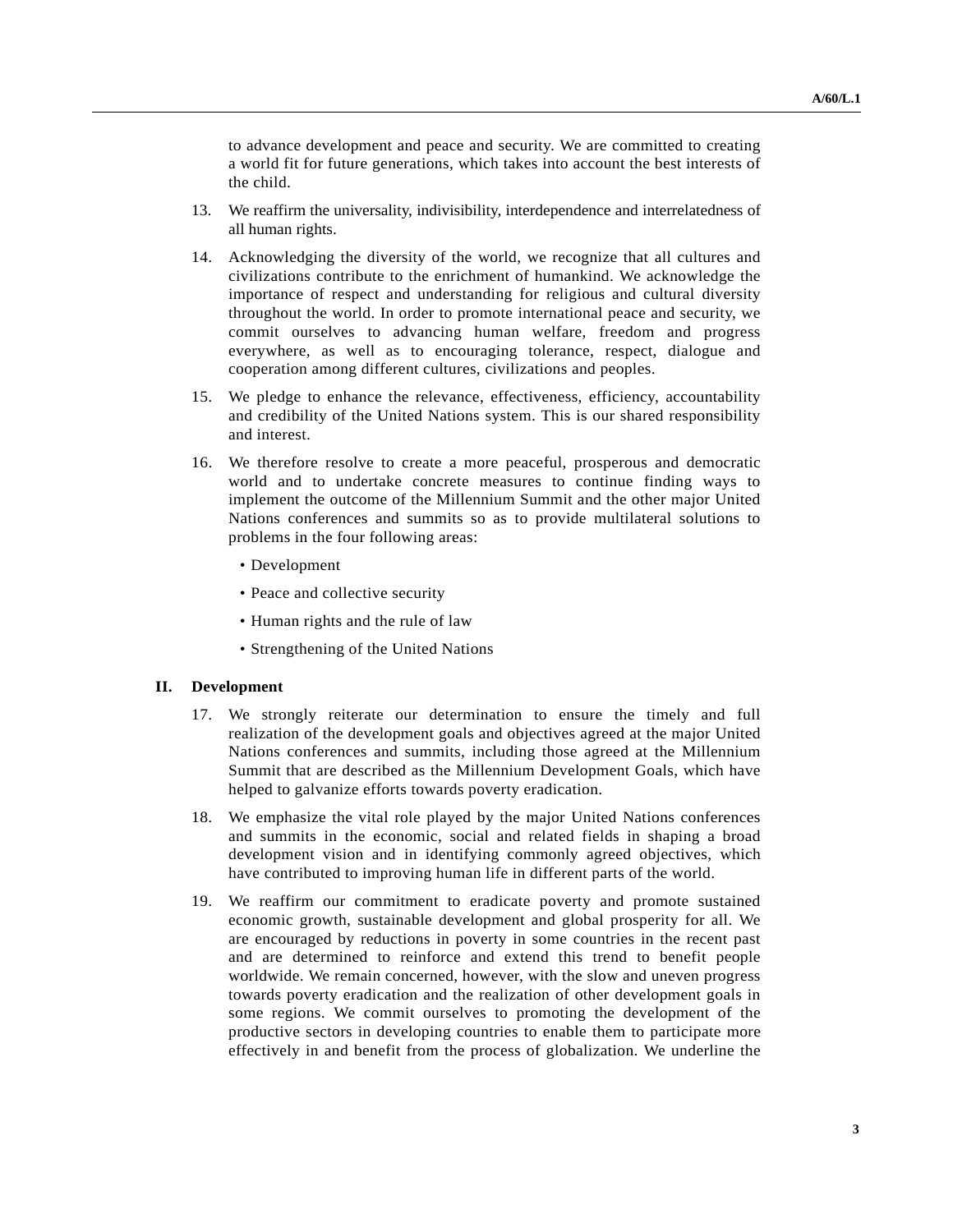to advance development and peace and security. We are committed to creating a world fit for future generations, which takes into account the best interests of the child.

13. We reaffirm the universality, indivisibility, interdependence and interrelatedness of all human rights.

14. Acknowledging the diversity of the world, we recognize that all cultures and civilizations contribute to the enrichment of humankind. We acknowledge the importance of respect and understanding for religious and cultural diversity throughout the world. In order to promote international peace and security, we commit ourselves to advancing human welfare, freedom and progress everywhere, as well as to encouraging tolerance, respect, dialogue and cooperation among different cultures, civilizations and peoples.

15. We pledge to enhance the relevance, effectiveness, efficiency, accountability and credibility of the United Nations system. This is our shared responsibility and interest.

16. We therefore resolve to create a more peaceful, prosperous and democratic world and to undertake concrete measures to continue finding ways to implement the outcome of the Millennium Summit and the other major United Nations conferences and summits so as to provide multilateral solutions to problems in the four following areas:

- Development
- Peace and collective security
- Human rights and the rule of law
- Strengthening of the United Nations

## II. Development

17. We strongly reiterate our determination to ensure the timely and full realization of the development goals and objectives agreed at the major United Nations conferences and summits, including those agreed at the Millennium Summit that are described as the Millennium Development Goals, which have helped to galvanize efforts towards poverty eradication.

18. We emphasize the vital role played by the major United Nations conferences and summits in the economic, social and related fields in shaping a broad development vision and in identifying commonly agreed objectives, which have contributed to improving human life in different parts of the world.

19. We reaffirm our commitment to eradicate poverty and promote sustained economic growth, sustainable development and global prosperity for all. We are encouraged by reductions in poverty in some countries in the recent past and are determined to reinforce and extend this trend to benefit people worldwide. We remain concerned, however, with the slow and uneven progress towards poverty eradication and the realization of other development goals in some regions. We commit ourselves to promoting the development of the productive sectors in developing countries to enable them to participate more effectively in and benefit from the process of globalization. We underline the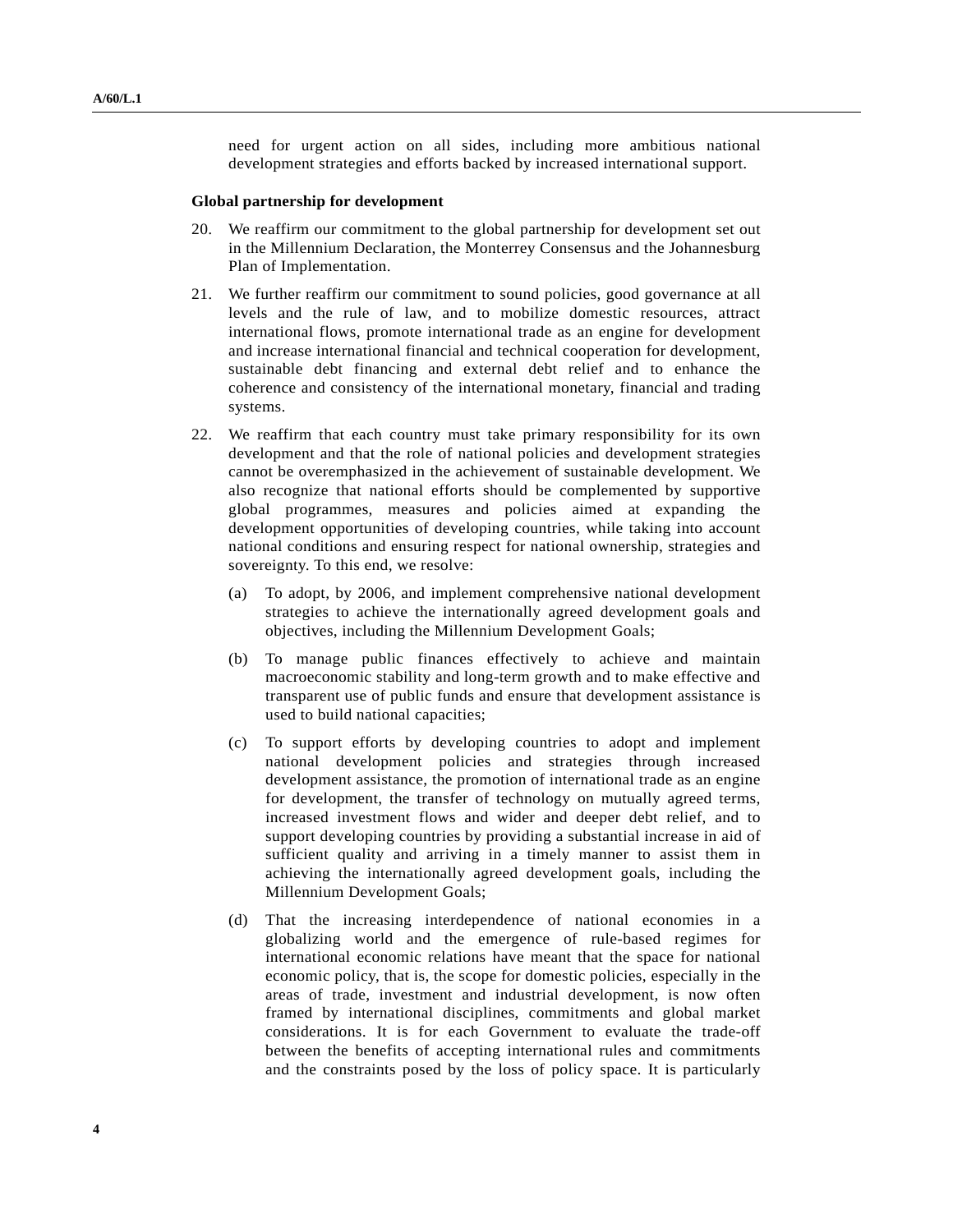need for urgent action on all sides, including more ambitious national development strategies and efforts backed by increased international support.

**Global partnership for development**

20. We reaffirm our commitment to the global partnership for development set out in the Millennium Declaration, the Monterrey Consensus and the Johannesburg Plan of Implementation.

21. We further reaffirm our commitment to sound policies, good governance at all levels and the rule of law, and to mobilize domestic resources, attract international flows, promote international trade as an engine for development and increase international financial and technical cooperation for development, sustainable debt financing and external debt relief and to enhance the coherence and consistency of the international monetary, financial and trading systems.

22. We reaffirm that each country must take primary responsibility for its own development and that the role of national policies and development strategies cannot be overemphasized in the achievement of sustainable development. We also recognize that national efforts should be complemented by supportive global programmes, measures and policies aimed at expanding the development opportunities of developing countries, while taking into account national conditions and ensuring respect for national ownership, strategies and sovereignty. To this end, we resolve:

    (a) To adopt, by 2006, and implement comprehensive national development strategies to achieve the internationally agreed development goals and objectives, including the Millennium Development Goals;

    (b) To manage public finances effectively to achieve and maintain macroeconomic stability and long-term growth and to make effective and transparent use of public funds and ensure that development assistance is used to build national capacities;

    (c) To support efforts by developing countries to adopt and implement national development policies and strategies through increased development assistance, the promotion of international trade as an engine for development, the transfer of technology on mutually agreed terms, increased investment flows and wider and deeper debt relief, and to support developing countries by providing a substantial increase in aid of sufficient quality and arriving in a timely manner to assist them in achieving the internationally agreed development goals, including the Millennium Development Goals;

    (d) That the increasing interdependence of national economies in a globalizing world and the emergence of rule-based regimes for international economic relations have meant that the space for national economic policy, that is, the scope for domestic policies, especially in the areas of trade, investment and industrial development, is now often framed by international disciplines, commitments and global market considerations. It is for each Government to evaluate the trade-off between the benefits of accepting international rules and commitments and the constraints posed by the loss of policy space. It is particularly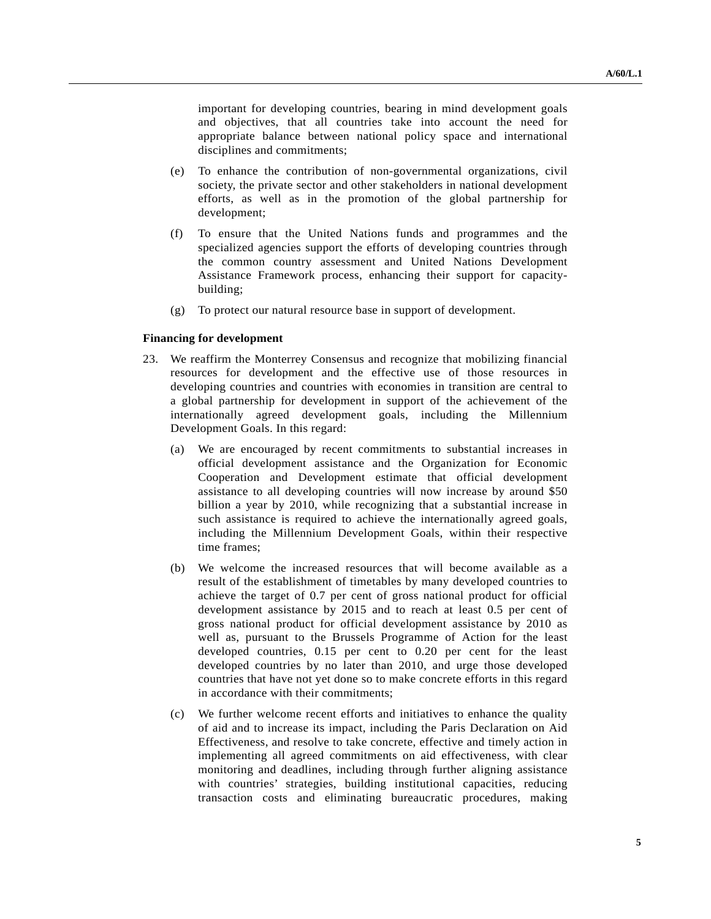important for developing countries, bearing in mind development goals and objectives, that all countries take into account the need for appropriate balance between national policy space and international disciplines and commitments;

(e) To enhance the contribution of non-governmental organizations, civil society, the private sector and other stakeholders in national development efforts, as well as in the promotion of the global partnership for development;

(f) To ensure that the United Nations funds and programmes and the specialized agencies support the efforts of developing countries through the common country assessment and United Nations Development Assistance Framework process, enhancing their support for capacity-building;

(g) To protect our natural resource base in support of development.

**Financing for development**

23. We reaffirm the Monterrey Consensus and recognize that mobilizing financial resources for development and the effective use of those resources in developing countries and countries with economies in transition are central to a global partnership for development in support of the achievement of the internationally agreed development goals, including the Millennium Development Goals. In this regard:

(a) We are encouraged by recent commitments to substantial increases in official development assistance and the Organization for Economic Cooperation and Development estimate that official development assistance to all developing countries will now increase by around $50 billion a year by 2010, while recognizing that a substantial increase in such assistance is required to achieve the internationally agreed goals, including the Millennium Development Goals, within their respective time frames;

(b) We welcome the increased resources that will become available as a result of the establishment of timetables by many developed countries to achieve the target of 0.7 per cent of gross national product for official development assistance by 2015 and to reach at least 0.5 per cent of gross national product for official development assistance by 2010 as well as, pursuant to the Brussels Programme of Action for the least developed countries, 0.15 per cent to 0.20 per cent for the least developed countries by no later than 2010, and urge those developed countries that have not yet done so to make concrete efforts in this regard in accordance with their commitments;

(c) We further welcome recent efforts and initiatives to enhance the quality of aid and to increase its impact, including the Paris Declaration on Aid Effectiveness, and resolve to take concrete, effective and timely action in implementing all agreed commitments on aid effectiveness, with clear monitoring and deadlines, including through further aligning assistance with countries' strategies, building institutional capacities, reducing transaction costs and eliminating bureaucratic procedures, making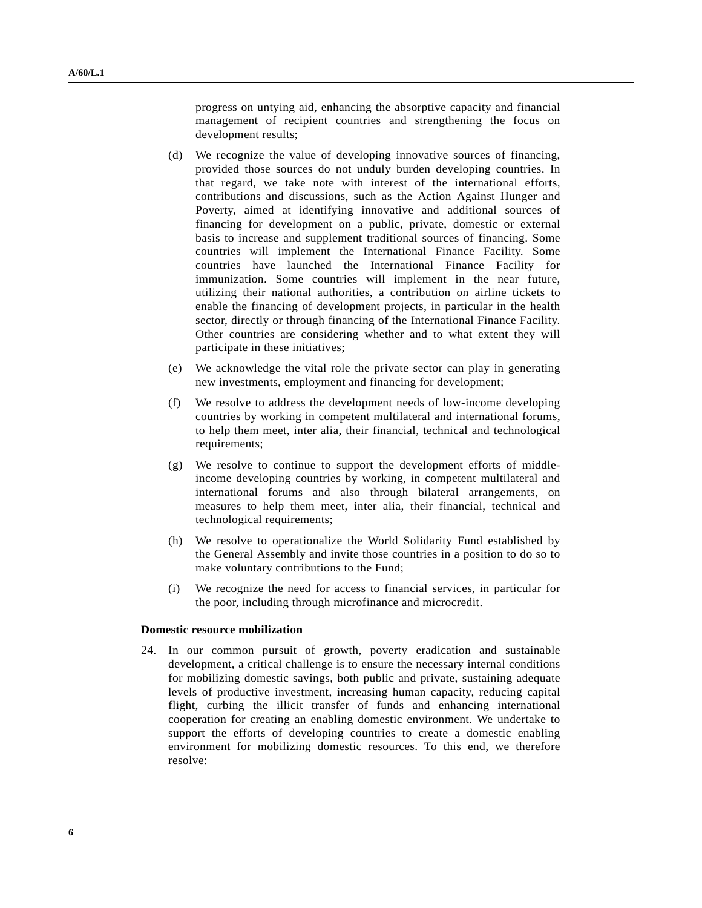progress on untying aid, enhancing the absorptive capacity and financial management of recipient countries and strengthening the focus on development results;

(d) We recognize the value of developing innovative sources of financing, provided those sources do not unduly burden developing countries. In that regard, we take note with interest of the international efforts, contributions and discussions, such as the Action Against Hunger and Poverty, aimed at identifying innovative and additional sources of financing for development on a public, private, domestic or external basis to increase and supplement traditional sources of financing. Some countries will implement the International Finance Facility. Some countries have launched the International Finance Facility for immunization. Some countries will implement in the near future, utilizing their national authorities, a contribution on airline tickets to enable the financing of development projects, in particular in the health sector, directly or through financing of the International Finance Facility. Other countries are considering whether and to what extent they will participate in these initiatives;

(e) We acknowledge the vital role the private sector can play in generating new investments, employment and financing for development;

(f) We resolve to address the development needs of low-income developing countries by working in competent multilateral and international forums, to help them meet, inter alia, their financial, technical and technological requirements;

(g) We resolve to continue to support the development efforts of middle-income developing countries by working, in competent multilateral and international forums and also through bilateral arrangements, on measures to help them meet, inter alia, their financial, technical and technological requirements;

(h) We resolve to operationalize the World Solidarity Fund established by the General Assembly and invite those countries in a position to do so to make voluntary contributions to the Fund;

(i) We recognize the need for access to financial services, in particular for the poor, including through microfinance and microcredit.

**Domestic resource mobilization**

24. In our common pursuit of growth, poverty eradication and sustainable development, a critical challenge is to ensure the necessary internal conditions for mobilizing domestic savings, both public and private, sustaining adequate levels of productive investment, increasing human capacity, reducing capital flight, curbing the illicit transfer of funds and enhancing international cooperation for creating an enabling domestic environment. We undertake to support the efforts of developing countries to create a domestic enabling environment for mobilizing domestic resources. To this end, we therefore resolve: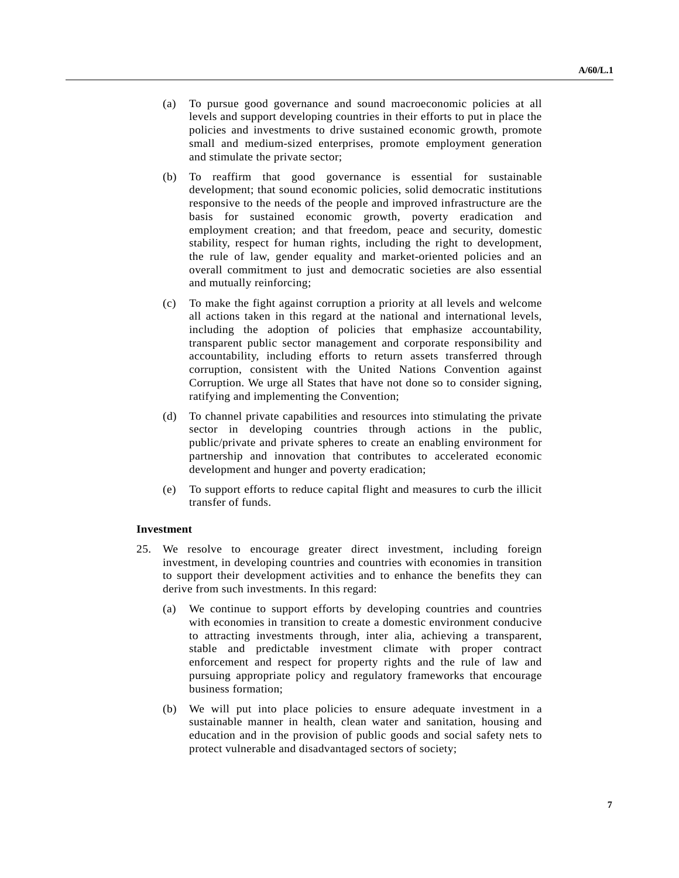(a) To pursue good governance and sound macroeconomic policies at all levels and support developing countries in their efforts to put in place the policies and investments to drive sustained economic growth, promote small and medium-sized enterprises, promote employment generation and stimulate the private sector;

(b) To reaffirm that good governance is essential for sustainable development; that sound economic policies, solid democratic institutions responsive to the needs of the people and improved infrastructure are the basis for sustained economic growth, poverty eradication and employment creation; and that freedom, peace and security, domestic stability, respect for human rights, including the right to development, the rule of law, gender equality and market-oriented policies and an overall commitment to just and democratic societies are also essential and mutually reinforcing;

(c) To make the fight against corruption a priority at all levels and welcome all actions taken in this regard at the national and international levels, including the adoption of policies that emphasize accountability, transparent public sector management and corporate responsibility and accountability, including efforts to return assets transferred through corruption, consistent with the United Nations Convention against Corruption. We urge all States that have not done so to consider signing, ratifying and implementing the Convention;

(d) To channel private capabilities and resources into stimulating the private sector in developing countries through actions in the public, public/private and private spheres to create an enabling environment for partnership and innovation that contributes to accelerated economic development and hunger and poverty eradication;

(e) To support efforts to reduce capital flight and measures to curb the illicit transfer of funds.

**Investment**

25. We resolve to encourage greater direct investment, including foreign investment, in developing countries and countries with economies in transition to support their development activities and to enhance the benefits they can derive from such investments. In this regard:

(a) We continue to support efforts by developing countries and countries with economies in transition to create a domestic environment conducive to attracting investments through, inter alia, achieving a transparent, stable and predictable investment climate with proper contract enforcement and respect for property rights and the rule of law and pursuing appropriate policy and regulatory frameworks that encourage business formation;

(b) We will put into place policies to ensure adequate investment in a sustainable manner in health, clean water and sanitation, housing and education and in the provision of public goods and social safety nets to protect vulnerable and disadvantaged sectors of society;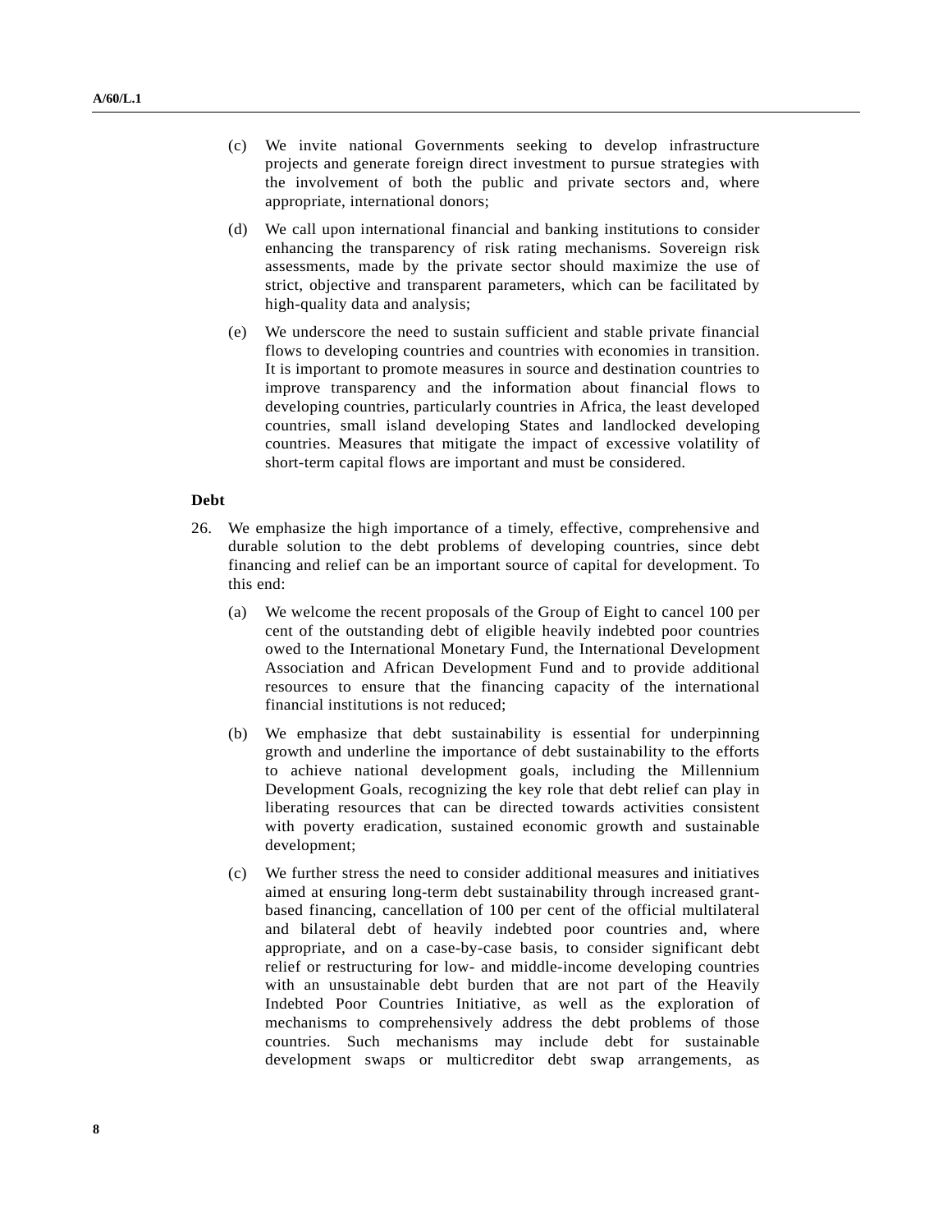(c) We invite national Governments seeking to develop infrastructure projects and generate foreign direct investment to pursue strategies with the involvement of both the public and private sectors and, where appropriate, international donors;

(d) We call upon international financial and banking institutions to consider enhancing the transparency of risk rating mechanisms. Sovereign risk assessments, made by the private sector should maximize the use of strict, objective and transparent parameters, which can be facilitated by high-quality data and analysis;

(e) We underscore the need to sustain sufficient and stable private financial flows to developing countries and countries with economies in transition. It is important to promote measures in source and destination countries to improve transparency and the information about financial flows to developing countries, particularly countries in Africa, the least developed countries, small island developing States and landlocked developing countries. Measures that mitigate the impact of excessive volatility of short-term capital flows are important and must be considered.

**Debt**

26. We emphasize the high importance of a timely, effective, comprehensive and durable solution to the debt problems of developing countries, since debt financing and relief can be an important source of capital for development. To this end:

(a) We welcome the recent proposals of the Group of Eight to cancel 100 per cent of the outstanding debt of eligible heavily indebted poor countries owed to the International Monetary Fund, the International Development Association and African Development Fund and to provide additional resources to ensure that the financing capacity of the international financial institutions is not reduced;

(b) We emphasize that debt sustainability is essential for underpinning growth and underline the importance of debt sustainability to the efforts to achieve national development goals, including the Millennium Development Goals, recognizing the key role that debt relief can play in liberating resources that can be directed towards activities consistent with poverty eradication, sustained economic growth and sustainable development;

(c) We further stress the need to consider additional measures and initiatives aimed at ensuring long-term debt sustainability through increased grant-based financing, cancellation of 100 per cent of the official multilateral and bilateral debt of heavily indebted poor countries and, where appropriate, and on a case-by-case basis, to consider significant debt relief or restructuring for low- and middle-income developing countries with an unsustainable debt burden that are not part of the Heavily Indebted Poor Countries Initiative, as well as the exploration of mechanisms to comprehensively address the debt problems of those countries. Such mechanisms may include debt for sustainable development swaps or multicreditor debt swap arrangements, as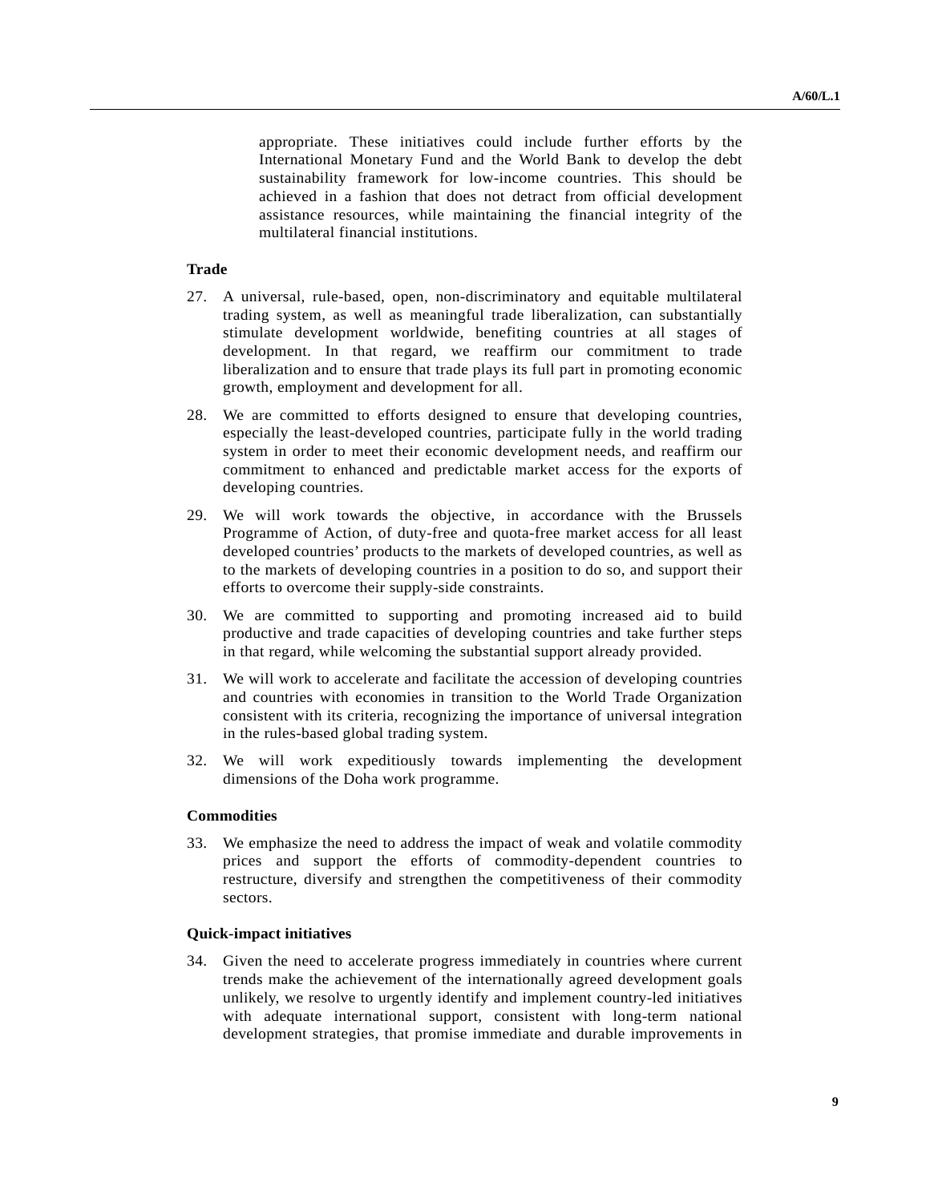appropriate. These initiatives could include further efforts by the International Monetary Fund and the World Bank to develop the debt sustainability framework for low-income countries. This should be achieved in a fashion that does not detract from official development assistance resources, while maintaining the financial integrity of the multilateral financial institutions.

**Trade**

27. A universal, rule-based, open, non-discriminatory and equitable multilateral trading system, as well as meaningful trade liberalization, can substantially stimulate development worldwide, benefiting countries at all stages of development. In that regard, we reaffirm our commitment to trade liberalization and to ensure that trade plays its full part in promoting economic growth, employment and development for all.

28. We are committed to efforts designed to ensure that developing countries, especially the least-developed countries, participate fully in the world trading system in order to meet their economic development needs, and reaffirm our commitment to enhanced and predictable market access for the exports of developing countries.

29. We will work towards the objective, in accordance with the Brussels Programme of Action, of duty-free and quota-free market access for all least developed countries' products to the markets of developed countries, as well as to the markets of developing countries in a position to do so, and support their efforts to overcome their supply-side constraints.

30. We are committed to supporting and promoting increased aid to build productive and trade capacities of developing countries and take further steps in that regard, while welcoming the substantial support already provided.

31. We will work to accelerate and facilitate the accession of developing countries and countries with economies in transition to the World Trade Organization consistent with its criteria, recognizing the importance of universal integration in the rules-based global trading system.

32. We will work expeditiously towards implementing the development dimensions of the Doha work programme.

**Commodities**

33. We emphasize the need to address the impact of weak and volatile commodity prices and support the efforts of commodity-dependent countries to restructure, diversify and strengthen the competitiveness of their commodity sectors.

**Quick-impact initiatives**

34. Given the need to accelerate progress immediately in countries where current trends make the achievement of the internationally agreed development goals unlikely, we resolve to urgently identify and implement country-led initiatives with adequate international support, consistent with long-term national development strategies, that promise immediate and durable improvements in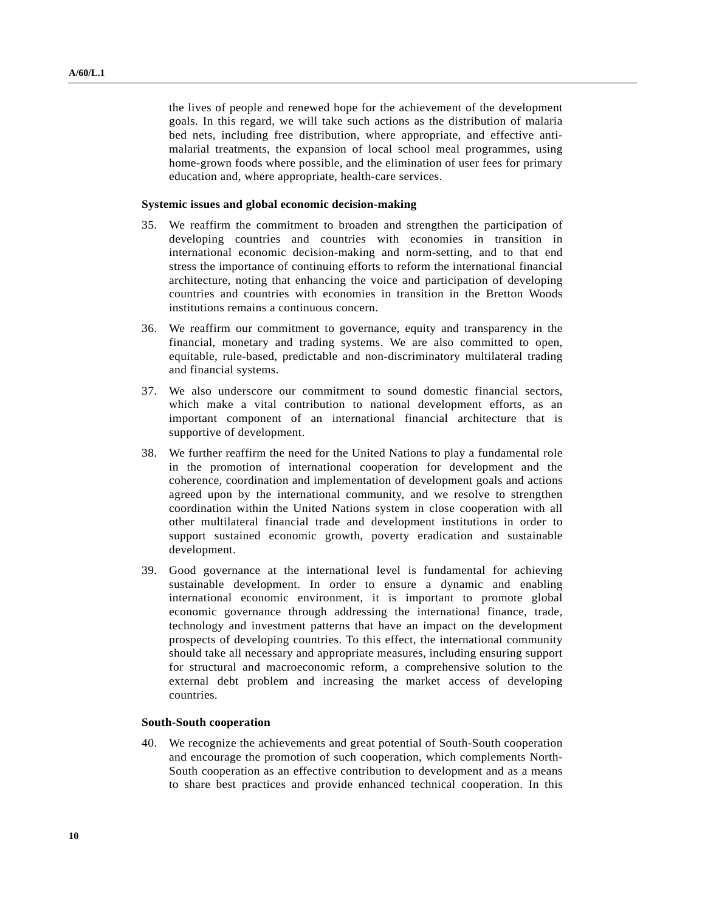the lives of people and renewed hope for the achievement of the development goals. In this regard, we will take such actions as the distribution of malaria bed nets, including free distribution, where appropriate, and effective anti-malarial treatments, the expansion of local school meal programmes, using home-grown foods where possible, and the elimination of user fees for primary education and, where appropriate, health-care services.

**Systemic issues and global economic decision-making**

35. We reaffirm the commitment to broaden and strengthen the participation of developing countries and countries with economies in transition in international economic decision-making and norm-setting, and to that end stress the importance of continuing efforts to reform the international financial architecture, noting that enhancing the voice and participation of developing countries and countries with economies in transition in the Bretton Woods institutions remains a continuous concern.

36. We reaffirm our commitment to governance, equity and transparency in the financial, monetary and trading systems. We are also committed to open, equitable, rule-based, predictable and non-discriminatory multilateral trading and financial systems.

37. We also underscore our commitment to sound domestic financial sectors, which make a vital contribution to national development efforts, as an important component of an international financial architecture that is supportive of development.

38. We further reaffirm the need for the United Nations to play a fundamental role in the promotion of international cooperation for development and the coherence, coordination and implementation of development goals and actions agreed upon by the international community, and we resolve to strengthen coordination within the United Nations system in close cooperation with all other multilateral financial trade and development institutions in order to support sustained economic growth, poverty eradication and sustainable development.

39. Good governance at the international level is fundamental for achieving sustainable development. In order to ensure a dynamic and enabling international economic environment, it is important to promote global economic governance through addressing the international finance, trade, technology and investment patterns that have an impact on the development prospects of developing countries. To this effect, the international community should take all necessary and appropriate measures, including ensuring support for structural and macroeconomic reform, a comprehensive solution to the external debt problem and increasing the market access of developing countries.

**South-South cooperation**

40. We recognize the achievements and great potential of South-South cooperation and encourage the promotion of such cooperation, which complements North-South cooperation as an effective contribution to development and as a means to share best practices and provide enhanced technical cooperation. In this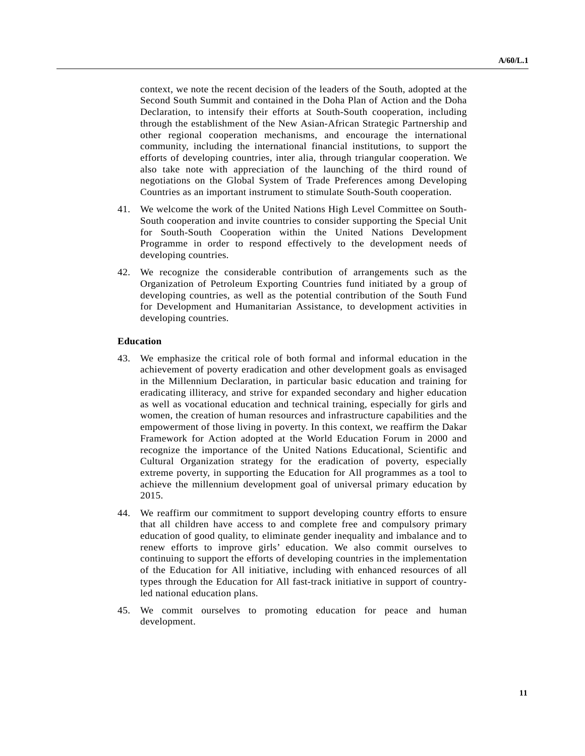context, we note the recent decision of the leaders of the South, adopted at the Second South Summit and contained in the Doha Plan of Action and the Doha Declaration, to intensify their efforts at South-South cooperation, including through the establishment of the New Asian-African Strategic Partnership and other regional cooperation mechanisms, and encourage the international community, including the international financial institutions, to support the efforts of developing countries, inter alia, through triangular cooperation. We also take note with appreciation of the launching of the third round of negotiations on the Global System of Trade Preferences among Developing Countries as an important instrument to stimulate South-South cooperation.

41. We welcome the work of the United Nations High Level Committee on South-South cooperation and invite countries to consider supporting the Special Unit for South-South Cooperation within the United Nations Development Programme in order to respond effectively to the development needs of developing countries.

42. We recognize the considerable contribution of arrangements such as the Organization of Petroleum Exporting Countries fund initiated by a group of developing countries, as well as the potential contribution of the South Fund for Development and Humanitarian Assistance, to development activities in developing countries.

**Education**

43. We emphasize the critical role of both formal and informal education in the achievement of poverty eradication and other development goals as envisaged in the Millennium Declaration, in particular basic education and training for eradicating illiteracy, and strive for expanded secondary and higher education as well as vocational education and technical training, especially for girls and women, the creation of human resources and infrastructure capabilities and the empowerment of those living in poverty. In this context, we reaffirm the Dakar Framework for Action adopted at the World Education Forum in 2000 and recognize the importance of the United Nations Educational, Scientific and Cultural Organization strategy for the eradication of poverty, especially extreme poverty, in supporting the Education for All programmes as a tool to achieve the millennium development goal of universal primary education by 2015.

44. We reaffirm our commitment to support developing country efforts to ensure that all children have access to and complete free and compulsory primary education of good quality, to eliminate gender inequality and imbalance and to renew efforts to improve girls' education. We also commit ourselves to continuing to support the efforts of developing countries in the implementation of the Education for All initiative, including with enhanced resources of all types through the Education for All fast-track initiative in support of country-led national education plans.

45. We commit ourselves to promoting education for peace and human development.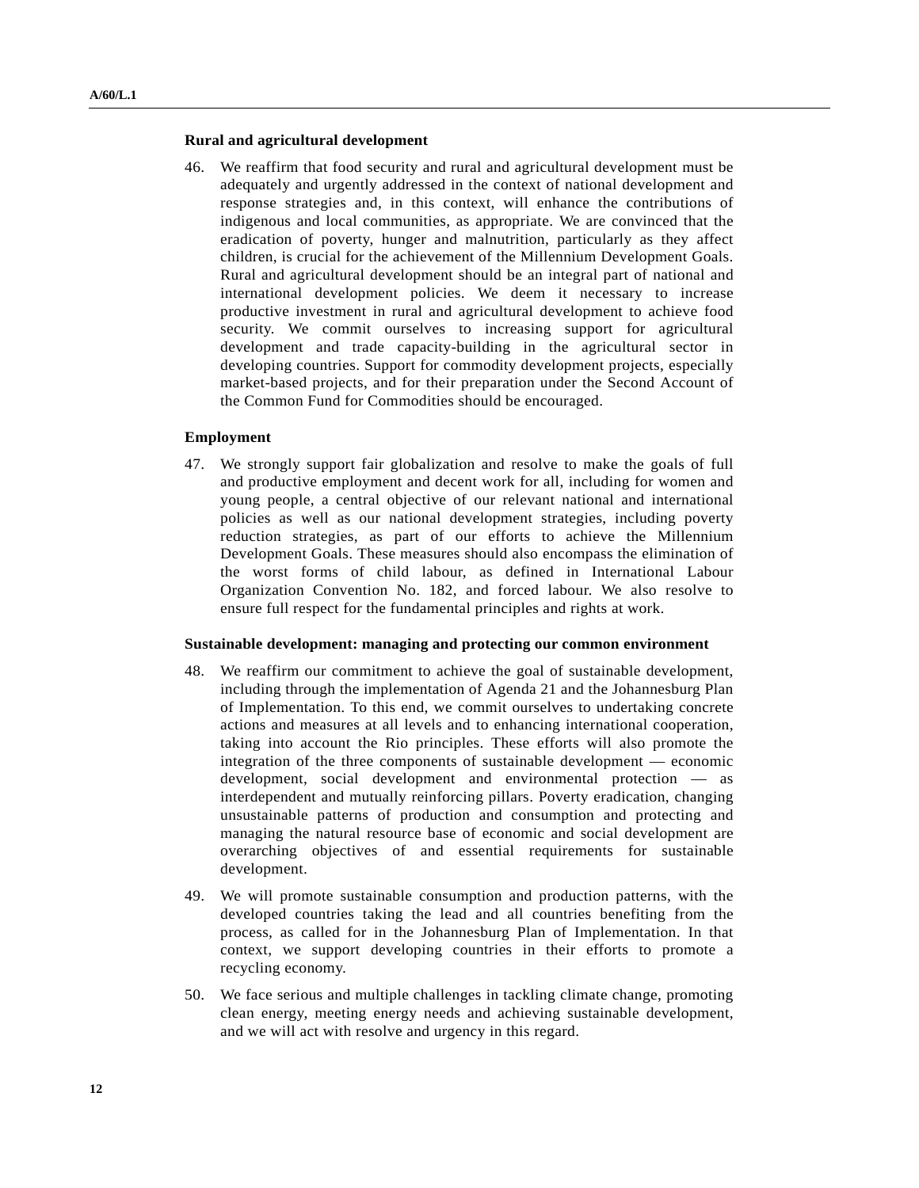### Rural and agricultural development

46. We reaffirm that food security and rural and agricultural development must be adequately and urgently addressed in the context of national development and response strategies and, in this context, will enhance the contributions of indigenous and local communities, as appropriate. We are convinced that the eradication of poverty, hunger and malnutrition, particularly as they affect children, is crucial for the achievement of the Millennium Development Goals. Rural and agricultural development should be an integral part of national and international development policies. We deem it necessary to increase productive investment in rural and agricultural development to achieve food security. We commit ourselves to increasing support for agricultural development and trade capacity-building in the agricultural sector in developing countries. Support for commodity development projects, especially market-based projects, and for their preparation under the Second Account of the Common Fund for Commodities should be encouraged.

### Employment

47. We strongly support fair globalization and resolve to make the goals of full and productive employment and decent work for all, including for women and young people, a central objective of our relevant national and international policies as well as our national development strategies, including poverty reduction strategies, as part of our efforts to achieve the Millennium Development Goals. These measures should also encompass the elimination of the worst forms of child labour, as defined in International Labour Organization Convention No. 182, and forced labour. We also resolve to ensure full respect for the fundamental principles and rights at work.

### Sustainable development: managing and protecting our common environment

48. We reaffirm our commitment to achieve the goal of sustainable development, including through the implementation of Agenda 21 and the Johannesburg Plan of Implementation. To this end, we commit ourselves to undertaking concrete actions and measures at all levels and to enhancing international cooperation, taking into account the Rio principles. These efforts will also promote the integration of the three components of sustainable development — economic development, social development and environmental protection — as interdependent and mutually reinforcing pillars. Poverty eradication, changing unsustainable patterns of production and consumption and protecting and managing the natural resource base of economic and social development are overarching objectives of and essential requirements for sustainable development.

49. We will promote sustainable consumption and production patterns, with the developed countries taking the lead and all countries benefiting from the process, as called for in the Johannesburg Plan of Implementation. In that context, we support developing countries in their efforts to promote a recycling economy.

50. We face serious and multiple challenges in tackling climate change, promoting clean energy, meeting energy needs and achieving sustainable development, and we will act with resolve and urgency in this regard.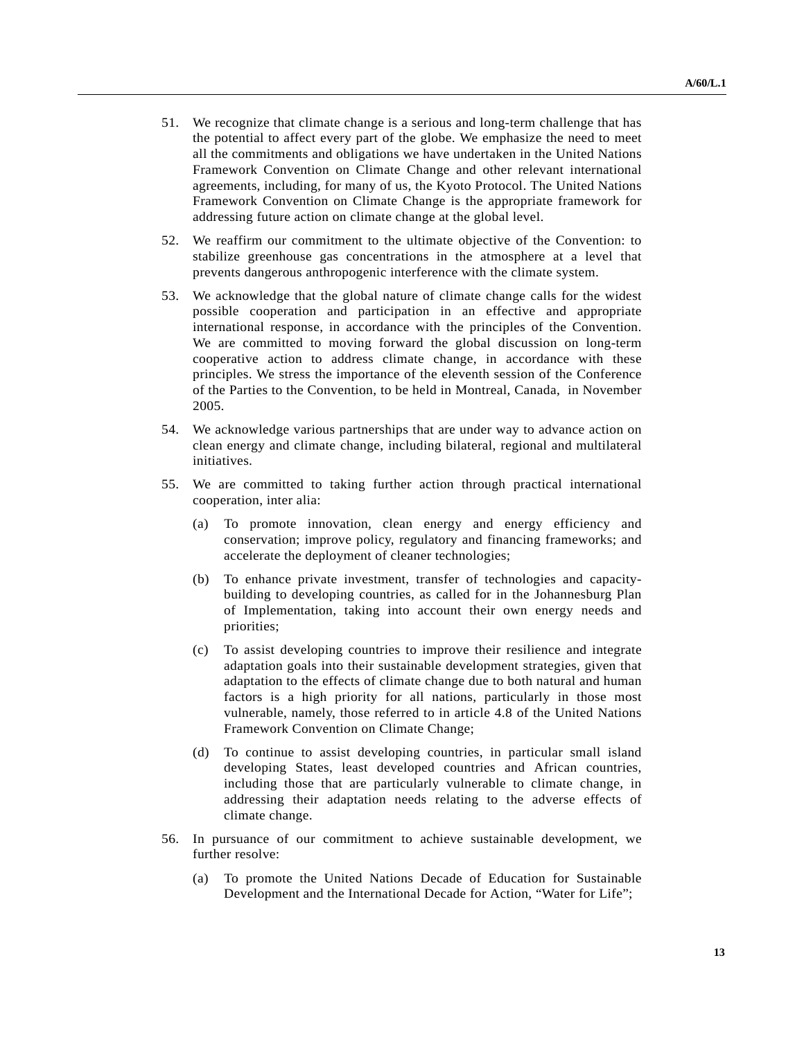51. We recognize that climate change is a serious and long-term challenge that has the potential to affect every part of the globe. We emphasize the need to meet all the commitments and obligations we have undertaken in the United Nations Framework Convention on Climate Change and other relevant international agreements, including, for many of us, the Kyoto Protocol. The United Nations Framework Convention on Climate Change is the appropriate framework for addressing future action on climate change at the global level.

52. We reaffirm our commitment to the ultimate objective of the Convention: to stabilize greenhouse gas concentrations in the atmosphere at a level that prevents dangerous anthropogenic interference with the climate system.

53. We acknowledge that the global nature of climate change calls for the widest possible cooperation and participation in an effective and appropriate international response, in accordance with the principles of the Convention. We are committed to moving forward the global discussion on long-term cooperative action to address climate change, in accordance with these principles. We stress the importance of the eleventh session of the Conference of the Parties to the Convention, to be held in Montreal, Canada, in November 2005.

54. We acknowledge various partnerships that are under way to advance action on clean energy and climate change, including bilateral, regional and multilateral initiatives.

55. We are committed to taking further action through practical international cooperation, inter alia:

    (a) To promote innovation, clean energy and energy efficiency and conservation; improve policy, regulatory and financing frameworks; and accelerate the deployment of cleaner technologies;

    (b) To enhance private investment, transfer of technologies and capacity-building to developing countries, as called for in the Johannesburg Plan of Implementation, taking into account their own energy needs and priorities;

    (c) To assist developing countries to improve their resilience and integrate adaptation goals into their sustainable development strategies, given that adaptation to the effects of climate change due to both natural and human factors is a high priority for all nations, particularly in those most vulnerable, namely, those referred to in article 4.8 of the United Nations Framework Convention on Climate Change;

    (d) To continue to assist developing countries, in particular small island developing States, least developed countries and African countries, including those that are particularly vulnerable to climate change, in addressing their adaptation needs relating to the adverse effects of climate change.

56. In pursuance of our commitment to achieve sustainable development, we further resolve:

    (a) To promote the United Nations Decade of Education for Sustainable Development and the International Decade for Action, "Water for Life";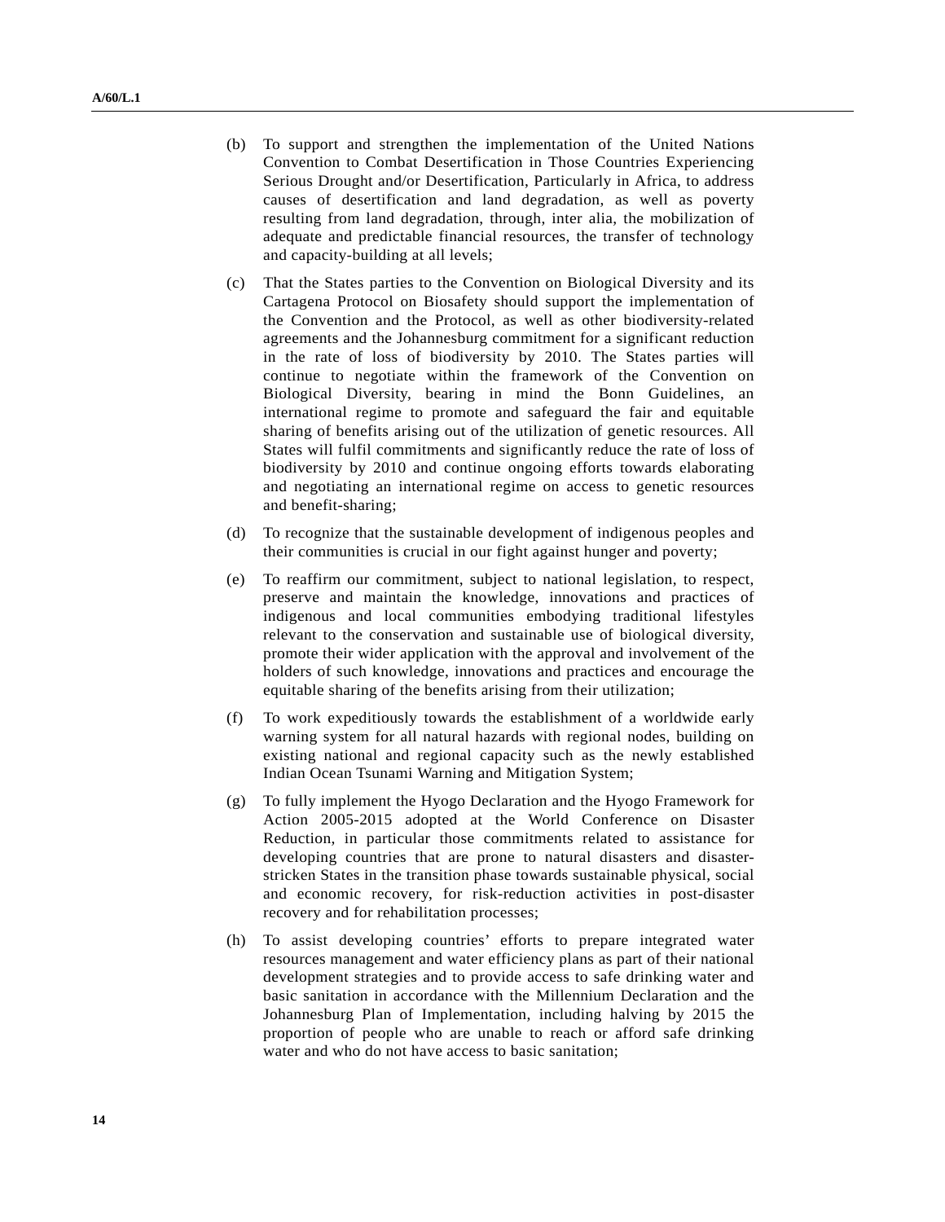(b) To support and strengthen the implementation of the United Nations Convention to Combat Desertification in Those Countries Experiencing Serious Drought and/or Desertification, Particularly in Africa, to address causes of desertification and land degradation, as well as poverty resulting from land degradation, through, inter alia, the mobilization of adequate and predictable financial resources, the transfer of technology and capacity-building at all levels;

(c) That the States parties to the Convention on Biological Diversity and its Cartagena Protocol on Biosafety should support the implementation of the Convention and the Protocol, as well as other biodiversity-related agreements and the Johannesburg commitment for a significant reduction in the rate of loss of biodiversity by 2010. The States parties will continue to negotiate within the framework of the Convention on Biological Diversity, bearing in mind the Bonn Guidelines, an international regime to promote and safeguard the fair and equitable sharing of benefits arising out of the utilization of genetic resources. All States will fulfil commitments and significantly reduce the rate of loss of biodiversity by 2010 and continue ongoing efforts towards elaborating and negotiating an international regime on access to genetic resources and benefit-sharing;

(d) To recognize that the sustainable development of indigenous peoples and their communities is crucial in our fight against hunger and poverty;

(e) To reaffirm our commitment, subject to national legislation, to respect, preserve and maintain the knowledge, innovations and practices of indigenous and local communities embodying traditional lifestyles relevant to the conservation and sustainable use of biological diversity, promote their wider application with the approval and involvement of the holders of such knowledge, innovations and practices and encourage the equitable sharing of the benefits arising from their utilization;

(f) To work expeditiously towards the establishment of a worldwide early warning system for all natural hazards with regional nodes, building on existing national and regional capacity such as the newly established Indian Ocean Tsunami Warning and Mitigation System;

(g) To fully implement the Hyogo Declaration and the Hyogo Framework for Action 2005-2015 adopted at the World Conference on Disaster Reduction, in particular those commitments related to assistance for developing countries that are prone to natural disasters and disaster-stricken States in the transition phase towards sustainable physical, social and economic recovery, for risk-reduction activities in post-disaster recovery and for rehabilitation processes;

(h) To assist developing countries' efforts to prepare integrated water resources management and water efficiency plans as part of their national development strategies and to provide access to safe drinking water and basic sanitation in accordance with the Millennium Declaration and the Johannesburg Plan of Implementation, including halving by 2015 the proportion of people who are unable to reach or afford safe drinking water and who do not have access to basic sanitation;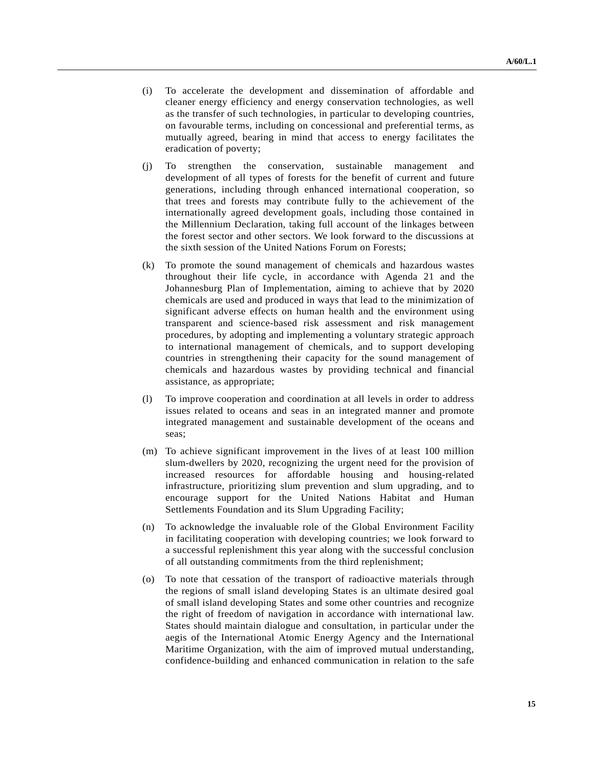(i) To accelerate the development and dissemination of affordable and cleaner energy efficiency and energy conservation technologies, as well as the transfer of such technologies, in particular to developing countries, on favourable terms, including on concessional and preferential terms, as mutually agreed, bearing in mind that access to energy facilitates the eradication of poverty;

(j) To strengthen the conservation, sustainable management and development of all types of forests for the benefit of current and future generations, including through enhanced international cooperation, so that trees and forests may contribute fully to the achievement of the internationally agreed development goals, including those contained in the Millennium Declaration, taking full account of the linkages between the forest sector and other sectors. We look forward to the discussions at the sixth session of the United Nations Forum on Forests;

(k) To promote the sound management of chemicals and hazardous wastes throughout their life cycle, in accordance with Agenda 21 and the Johannesburg Plan of Implementation, aiming to achieve that by 2020 chemicals are used and produced in ways that lead to the minimization of significant adverse effects on human health and the environment using transparent and science-based risk assessment and risk management procedures, by adopting and implementing a voluntary strategic approach to international management of chemicals, and to support developing countries in strengthening their capacity for the sound management of chemicals and hazardous wastes by providing technical and financial assistance, as appropriate;

(l) To improve cooperation and coordination at all levels in order to address issues related to oceans and seas in an integrated manner and promote integrated management and sustainable development of the oceans and seas;

(m) To achieve significant improvement in the lives of at least 100 million slum-dwellers by 2020, recognizing the urgent need for the provision of increased resources for affordable housing and housing-related infrastructure, prioritizing slum prevention and slum upgrading, and to encourage support for the United Nations Habitat and Human Settlements Foundation and its Slum Upgrading Facility;

(n) To acknowledge the invaluable role of the Global Environment Facility in facilitating cooperation with developing countries; we look forward to a successful replenishment this year along with the successful conclusion of all outstanding commitments from the third replenishment;

(o) To note that cessation of the transport of radioactive materials through the regions of small island developing States is an ultimate desired goal of small island developing States and some other countries and recognize the right of freedom of navigation in accordance with international law. States should maintain dialogue and consultation, in particular under the aegis of the International Atomic Energy Agency and the International Maritime Organization, with the aim of improved mutual understanding, confidence-building and enhanced communication in relation to the safe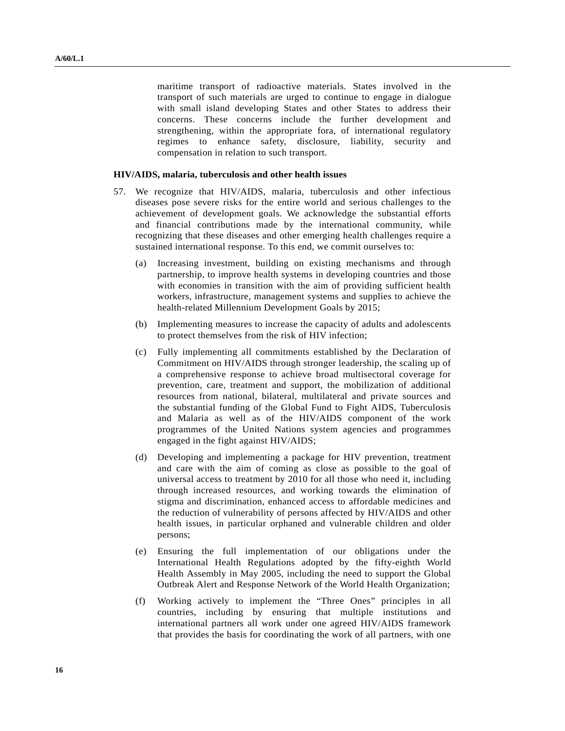maritime transport of radioactive materials. States involved in the transport of such materials are urged to continue to engage in dialogue with small island developing States and other States to address their concerns. These concerns include the further development and strengthening, within the appropriate fora, of international regulatory regimes to enhance safety, disclosure, liability, security and compensation in relation to such transport.

**HIV/AIDS, malaria, tuberculosis and other health issues**

57. We recognize that HIV/AIDS, malaria, tuberculosis and other infectious diseases pose severe risks for the entire world and serious challenges to the achievement of development goals. We acknowledge the substantial efforts and financial contributions made by the international community, while recognizing that these diseases and other emerging health challenges require a sustained international response. To this end, we commit ourselves to:

    (a) Increasing investment, building on existing mechanisms and through partnership, to improve health systems in developing countries and those with economies in transition with the aim of providing sufficient health workers, infrastructure, management systems and supplies to achieve the health-related Millennium Development Goals by 2015;

    (b) Implementing measures to increase the capacity of adults and adolescents to protect themselves from the risk of HIV infection;

    (c) Fully implementing all commitments established by the Declaration of Commitment on HIV/AIDS through stronger leadership, the scaling up of a comprehensive response to achieve broad multisectoral coverage for prevention, care, treatment and support, the mobilization of additional resources from national, bilateral, multilateral and private sources and the substantial funding of the Global Fund to Fight AIDS, Tuberculosis and Malaria as well as of the HIV/AIDS component of the work programmes of the United Nations system agencies and programmes engaged in the fight against HIV/AIDS;

    (d) Developing and implementing a package for HIV prevention, treatment and care with the aim of coming as close as possible to the goal of universal access to treatment by 2010 for all those who need it, including through increased resources, and working towards the elimination of stigma and discrimination, enhanced access to affordable medicines and the reduction of vulnerability of persons affected by HIV/AIDS and other health issues, in particular orphaned and vulnerable children and older persons;

    (e) Ensuring the full implementation of our obligations under the International Health Regulations adopted by the fifty-eighth World Health Assembly in May 2005, including the need to support the Global Outbreak Alert and Response Network of the World Health Organization;

    (f) Working actively to implement the "Three Ones" principles in all countries, including by ensuring that multiple institutions and international partners all work under one agreed HIV/AIDS framework that provides the basis for coordinating the work of all partners, with one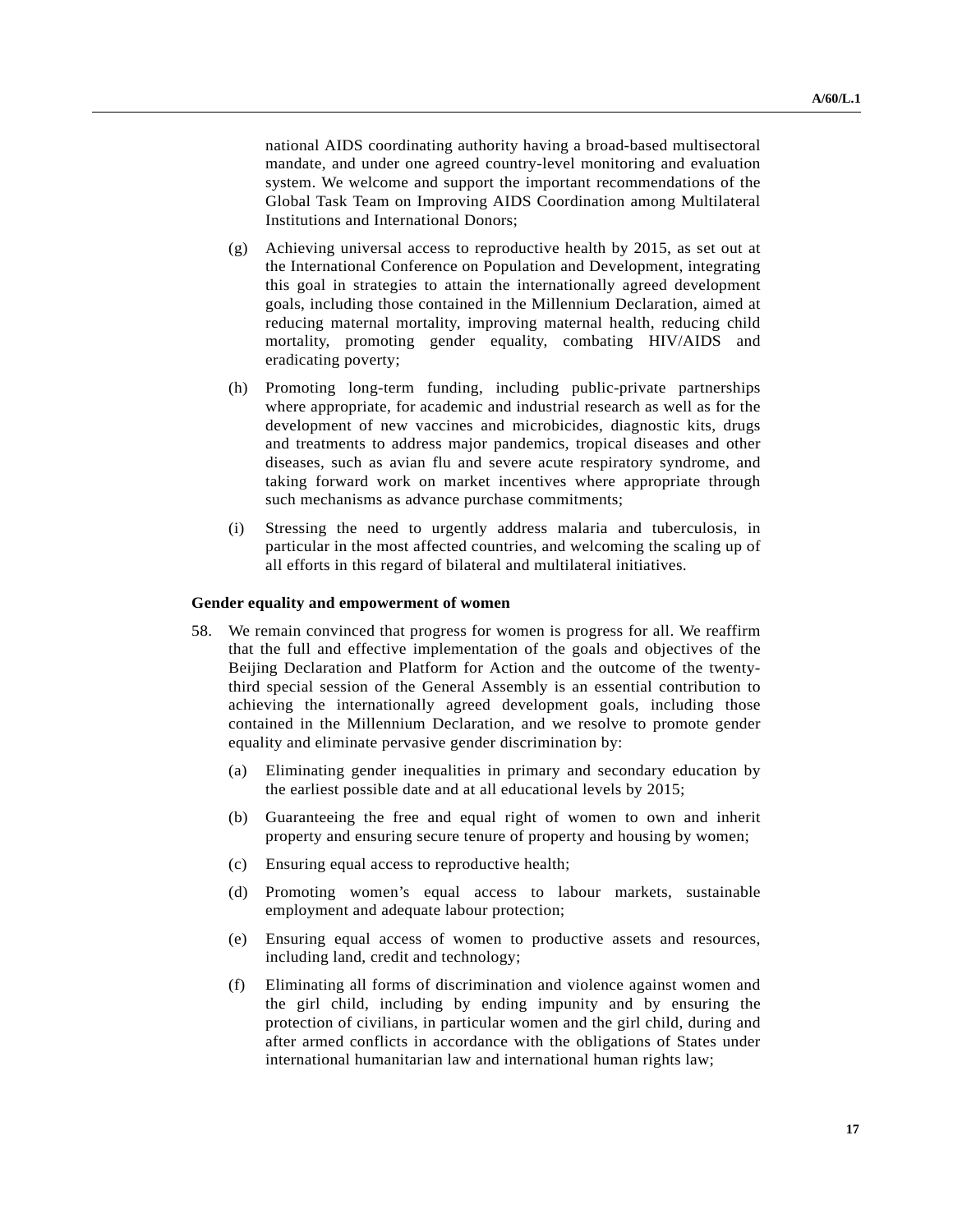national AIDS coordinating authority having a broad-based multisectoral mandate, and under one agreed country-level monitoring and evaluation system. We welcome and support the important recommendations of the Global Task Team on Improving AIDS Coordination among Multilateral Institutions and International Donors;

(g) Achieving universal access to reproductive health by 2015, as set out at the International Conference on Population and Development, integrating this goal in strategies to attain the internationally agreed development goals, including those contained in the Millennium Declaration, aimed at reducing maternal mortality, improving maternal health, reducing child mortality, promoting gender equality, combating HIV/AIDS and eradicating poverty;

(h) Promoting long-term funding, including public-private partnerships where appropriate, for academic and industrial research as well as for the development of new vaccines and microbicides, diagnostic kits, drugs and treatments to address major pandemics, tropical diseases and other diseases, such as avian flu and severe acute respiratory syndrome, and taking forward work on market incentives where appropriate through such mechanisms as advance purchase commitments;

(i) Stressing the need to urgently address malaria and tuberculosis, in particular in the most affected countries, and welcoming the scaling up of all efforts in this regard of bilateral and multilateral initiatives.

**Gender equality and empowerment of women**

58. We remain convinced that progress for women is progress for all. We reaffirm that the full and effective implementation of the goals and objectives of the Beijing Declaration and Platform for Action and the outcome of the twenty-third special session of the General Assembly is an essential contribution to achieving the internationally agreed development goals, including those contained in the Millennium Declaration, and we resolve to promote gender equality and eliminate pervasive gender discrimination by:

(a) Eliminating gender inequalities in primary and secondary education by the earliest possible date and at all educational levels by 2015;

(b) Guaranteeing the free and equal right of women to own and inherit property and ensuring secure tenure of property and housing by women;

(c) Ensuring equal access to reproductive health;

(d) Promoting women's equal access to labour markets, sustainable employment and adequate labour protection;

(e) Ensuring equal access of women to productive assets and resources, including land, credit and technology;

(f) Eliminating all forms of discrimination and violence against women and the girl child, including by ending impunity and by ensuring the protection of civilians, in particular women and the girl child, during and after armed conflicts in accordance with the obligations of States under international humanitarian law and international human rights law;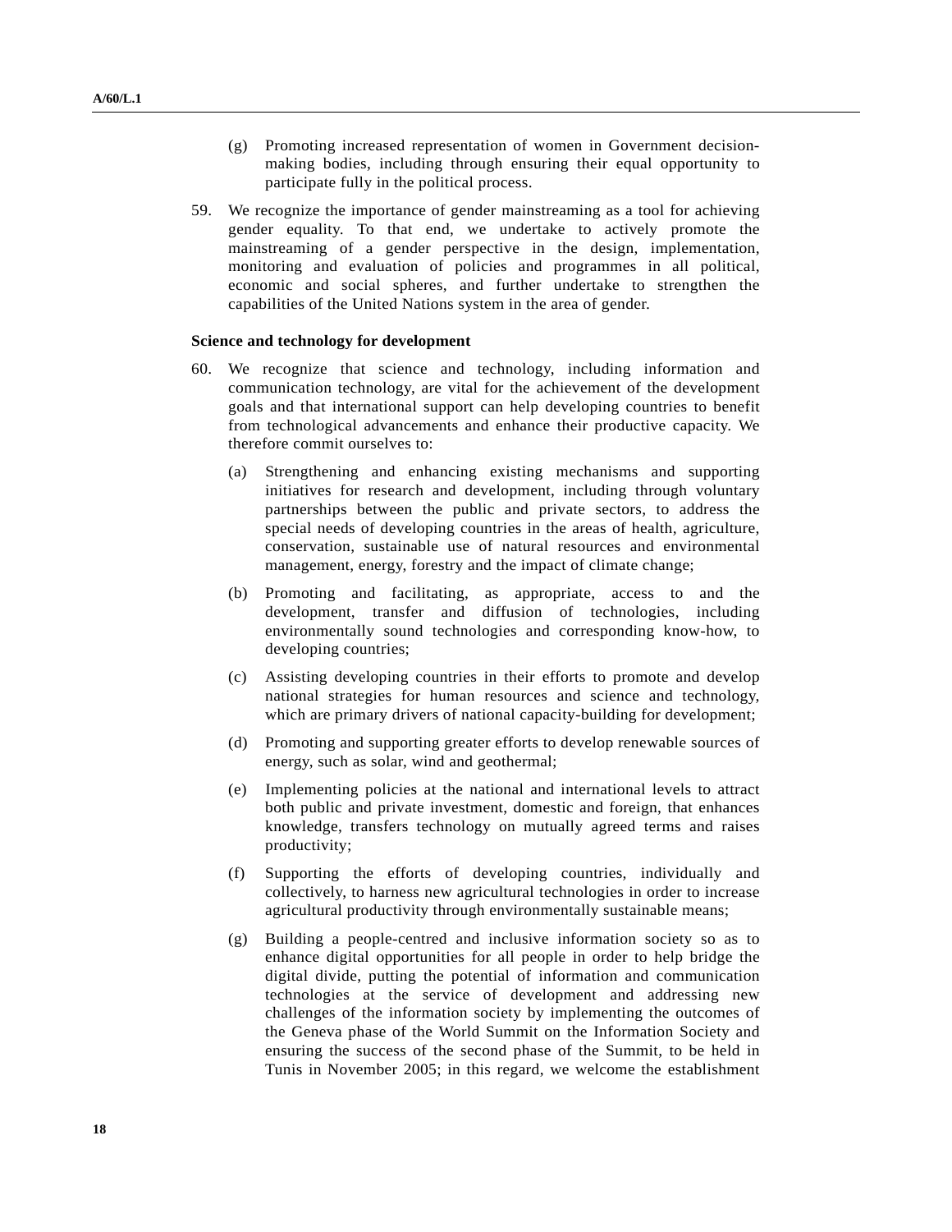(g) Promoting increased representation of women in Government decision-making bodies, including through ensuring their equal opportunity to participate fully in the political process.

59. We recognize the importance of gender mainstreaming as a tool for achieving gender equality. To that end, we undertake to actively promote the mainstreaming of a gender perspective in the design, implementation, monitoring and evaluation of policies and programmes in all political, economic and social spheres, and further undertake to strengthen the capabilities of the United Nations system in the area of gender.

**Science and technology for development**

60. We recognize that science and technology, including information and communication technology, are vital for the achievement of the development goals and that international support can help developing countries to benefit from technological advancements and enhance their productive capacity. We therefore commit ourselves to:

(a) Strengthening and enhancing existing mechanisms and supporting initiatives for research and development, including through voluntary partnerships between the public and private sectors, to address the special needs of developing countries in the areas of health, agriculture, conservation, sustainable use of natural resources and environmental management, energy, forestry and the impact of climate change;

(b) Promoting and facilitating, as appropriate, access to and the development, transfer and diffusion of technologies, including environmentally sound technologies and corresponding know-how, to developing countries;

(c) Assisting developing countries in their efforts to promote and develop national strategies for human resources and science and technology, which are primary drivers of national capacity-building for development;

(d) Promoting and supporting greater efforts to develop renewable sources of energy, such as solar, wind and geothermal;

(e) Implementing policies at the national and international levels to attract both public and private investment, domestic and foreign, that enhances knowledge, transfers technology on mutually agreed terms and raises productivity;

(f) Supporting the efforts of developing countries, individually and collectively, to harness new agricultural technologies in order to increase agricultural productivity through environmentally sustainable means;

(g) Building a people-centred and inclusive information society so as to enhance digital opportunities for all people in order to help bridge the digital divide, putting the potential of information and communication technologies at the service of development and addressing new challenges of the information society by implementing the outcomes of the Geneva phase of the World Summit on the Information Society and ensuring the success of the second phase of the Summit, to be held in Tunis in November 2005; in this regard, we welcome the establishment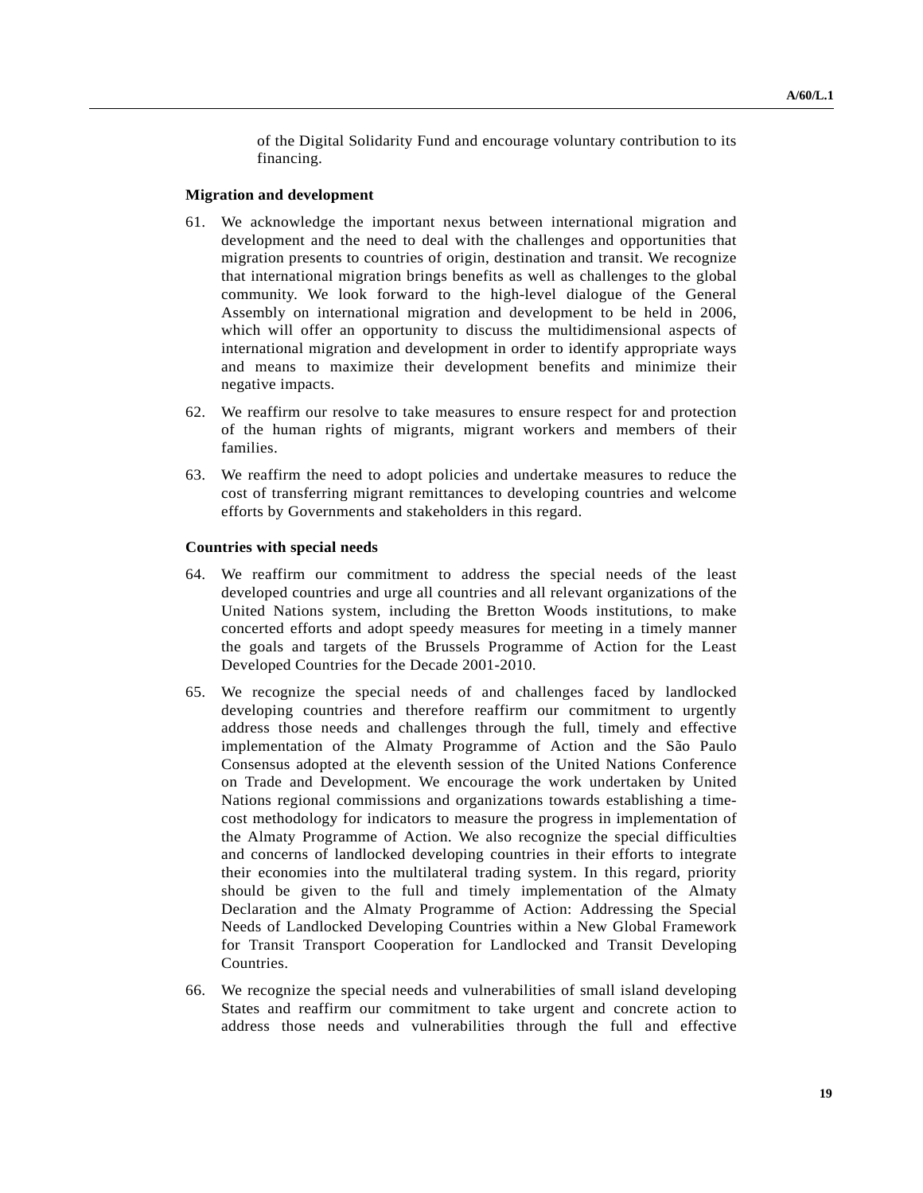of the Digital Solidarity Fund and encourage voluntary contribution to its financing.

**Migration and development**

61. We acknowledge the important nexus between international migration and development and the need to deal with the challenges and opportunities that migration presents to countries of origin, destination and transit. We recognize that international migration brings benefits as well as challenges to the global community. We look forward to the high-level dialogue of the General Assembly on international migration and development to be held in 2006, which will offer an opportunity to discuss the multidimensional aspects of international migration and development in order to identify appropriate ways and means to maximize their development benefits and minimize their negative impacts.

62. We reaffirm our resolve to take measures to ensure respect for and protection of the human rights of migrants, migrant workers and members of their families.

63. We reaffirm the need to adopt policies and undertake measures to reduce the cost of transferring migrant remittances to developing countries and welcome efforts by Governments and stakeholders in this regard.

**Countries with special needs**

64. We reaffirm our commitment to address the special needs of the least developed countries and urge all countries and all relevant organizations of the United Nations system, including the Bretton Woods institutions, to make concerted efforts and adopt speedy measures for meeting in a timely manner the goals and targets of the Brussels Programme of Action for the Least Developed Countries for the Decade 2001-2010.

65. We recognize the special needs of and challenges faced by landlocked developing countries and therefore reaffirm our commitment to urgently address those needs and challenges through the full, timely and effective implementation of the Almaty Programme of Action and the São Paulo Consensus adopted at the eleventh session of the United Nations Conference on Trade and Development. We encourage the work undertaken by United Nations regional commissions and organizations towards establishing a time-cost methodology for indicators to measure the progress in implementation of the Almaty Programme of Action. We also recognize the special difficulties and concerns of landlocked developing countries in their efforts to integrate their economies into the multilateral trading system. In this regard, priority should be given to the full and timely implementation of the Almaty Declaration and the Almaty Programme of Action: Addressing the Special Needs of Landlocked Developing Countries within a New Global Framework for Transit Transport Cooperation for Landlocked and Transit Developing Countries.

66. We recognize the special needs and vulnerabilities of small island developing States and reaffirm our commitment to take urgent and concrete action to address those needs and vulnerabilities through the full and effective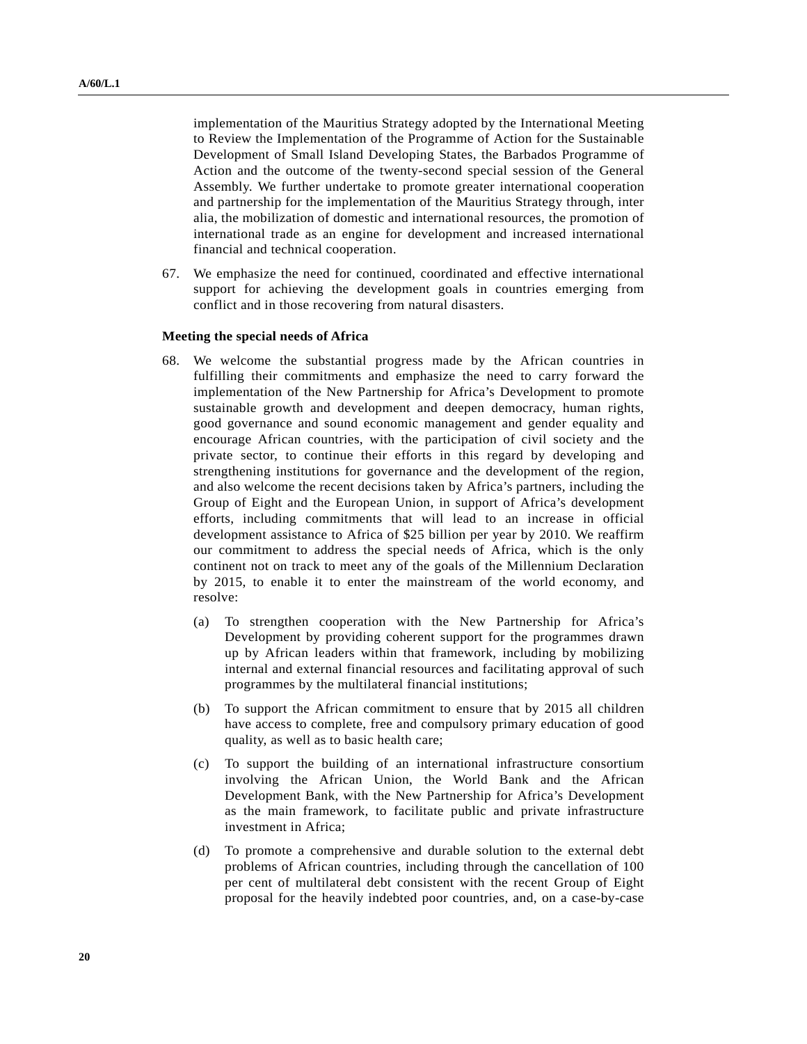implementation of the Mauritius Strategy adopted by the International Meeting to Review the Implementation of the Programme of Action for the Sustainable Development of Small Island Developing States, the Barbados Programme of Action and the outcome of the twenty-second special session of the General Assembly. We further undertake to promote greater international cooperation and partnership for the implementation of the Mauritius Strategy through, inter alia, the mobilization of domestic and international resources, the promotion of international trade as an engine for development and increased international financial and technical cooperation.

67. We emphasize the need for continued, coordinated and effective international support for achieving the development goals in countries emerging from conflict and in those recovering from natural disasters.

**Meeting the special needs of Africa**

68. We welcome the substantial progress made by the African countries in fulfilling their commitments and emphasize the need to carry forward the implementation of the New Partnership for Africa's Development to promote sustainable growth and development and deepen democracy, human rights, good governance and sound economic management and gender equality and encourage African countries, with the participation of civil society and the private sector, to continue their efforts in this regard by developing and strengthening institutions for governance and the development of the region, and also welcome the recent decisions taken by Africa's partners, including the Group of Eight and the European Union, in support of Africa's development efforts, including commitments that will lead to an increase in official development assistance to Africa of $25 billion per year by 2010. We reaffirm our commitment to address the special needs of Africa, which is the only continent not on track to meet any of the goals of the Millennium Declaration by 2015, to enable it to enter the mainstream of the world economy, and resolve:

   (a) To strengthen cooperation with the New Partnership for Africa's Development by providing coherent support for the programmes drawn up by African leaders within that framework, including by mobilizing internal and external financial resources and facilitating approval of such programmes by the multilateral financial institutions;

   (b) To support the African commitment to ensure that by 2015 all children have access to complete, free and compulsory primary education of good quality, as well as to basic health care;

   (c) To support the building of an international infrastructure consortium involving the African Union, the World Bank and the African Development Bank, with the New Partnership for Africa's Development as the main framework, to facilitate public and private infrastructure investment in Africa;

   (d) To promote a comprehensive and durable solution to the external debt problems of African countries, including through the cancellation of 100 per cent of multilateral debt consistent with the recent Group of Eight proposal for the heavily indebted poor countries, and, on a case-by-case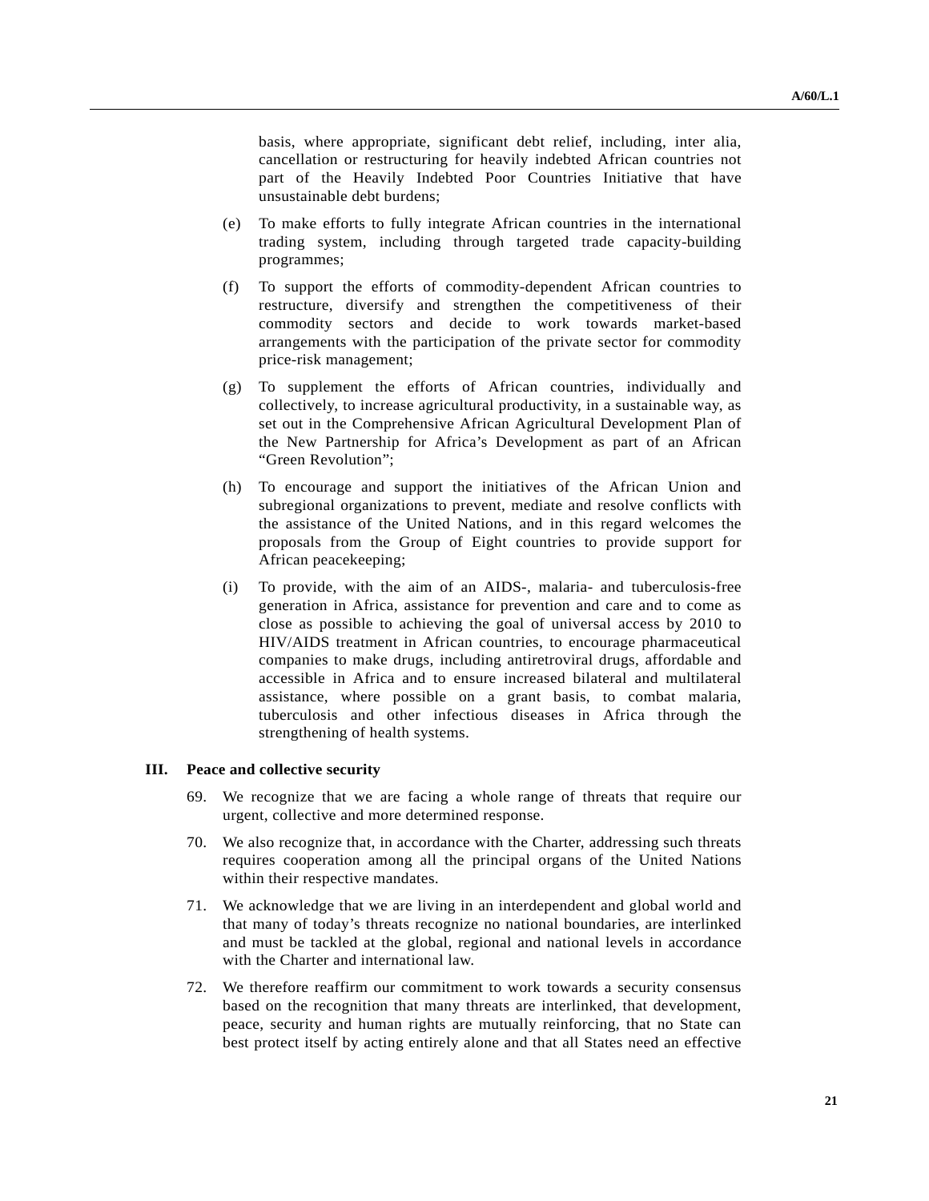basis, where appropriate, significant debt relief, including, inter alia, cancellation or restructuring for heavily indebted African countries not part of the Heavily Indebted Poor Countries Initiative that have unsustainable debt burdens;

(e) To make efforts to fully integrate African countries in the international trading system, including through targeted trade capacity-building programmes;

(f) To support the efforts of commodity-dependent African countries to restructure, diversify and strengthen the competitiveness of their commodity sectors and decide to work towards market-based arrangements with the participation of the private sector for commodity price-risk management;

(g) To supplement the efforts of African countries, individually and collectively, to increase agricultural productivity, in a sustainable way, as set out in the Comprehensive African Agricultural Development Plan of the New Partnership for Africa's Development as part of an African "Green Revolution";

(h) To encourage and support the initiatives of the African Union and subregional organizations to prevent, mediate and resolve conflicts with the assistance of the United Nations, and in this regard welcomes the proposals from the Group of Eight countries to provide support for African peacekeeping;

(i) To provide, with the aim of an AIDS-, malaria- and tuberculosis-free generation in Africa, assistance for prevention and care and to come as close as possible to achieving the goal of universal access by 2010 to HIV/AIDS treatment in African countries, to encourage pharmaceutical companies to make drugs, including antiretroviral drugs, affordable and accessible in Africa and to ensure increased bilateral and multilateral assistance, where possible on a grant basis, to combat malaria, tuberculosis and other infectious diseases in Africa through the strengthening of health systems.

## III. Peace and collective security

69. We recognize that we are facing a whole range of threats that require our urgent, collective and more determined response.

70. We also recognize that, in accordance with the Charter, addressing such threats requires cooperation among all the principal organs of the United Nations within their respective mandates.

71. We acknowledge that we are living in an interdependent and global world and that many of today's threats recognize no national boundaries, are interlinked and must be tackled at the global, regional and national levels in accordance with the Charter and international law.

72. We therefore reaffirm our commitment to work towards a security consensus based on the recognition that many threats are interlinked, that development, peace, security and human rights are mutually reinforcing, that no State can best protect itself by acting entirely alone and that all States need an effective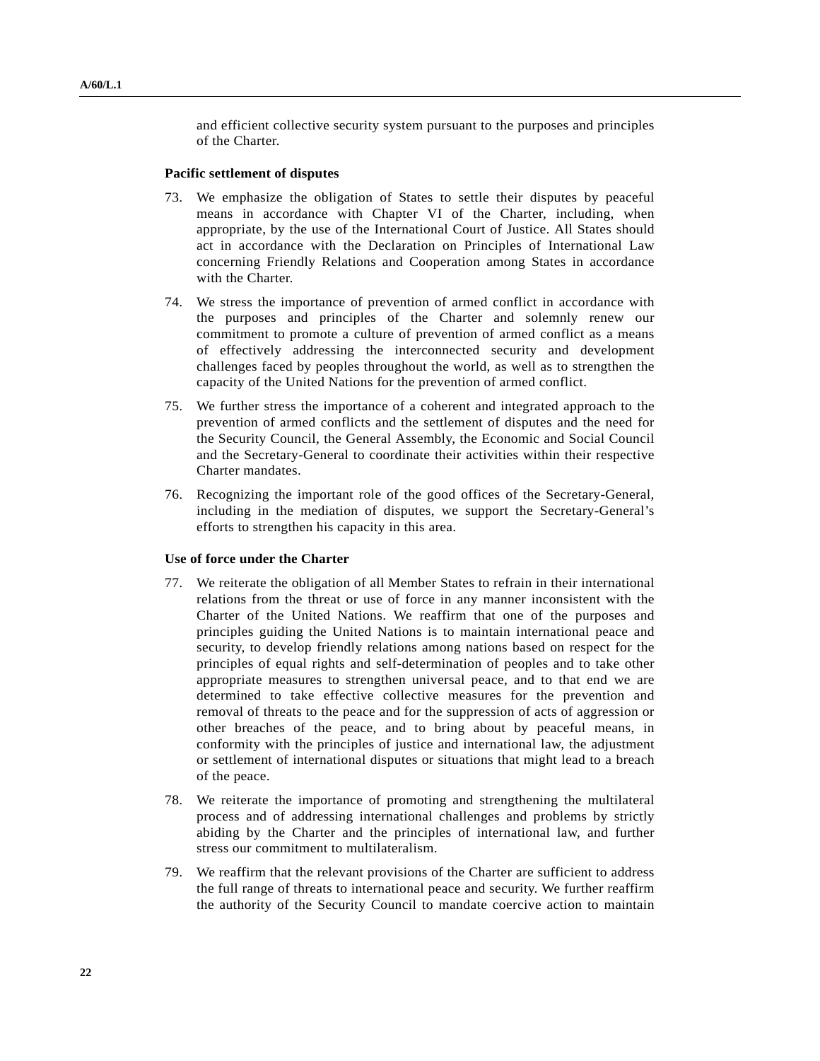and efficient collective security system pursuant to the purposes and principles of the Charter.

### Pacific settlement of disputes

73. We emphasize the obligation of States to settle their disputes by peaceful means in accordance with Chapter VI of the Charter, including, when appropriate, by the use of the International Court of Justice. All States should act in accordance with the Declaration on Principles of International Law concerning Friendly Relations and Cooperation among States in accordance with the Charter.

74. We stress the importance of prevention of armed conflict in accordance with the purposes and principles of the Charter and solemnly renew our commitment to promote a culture of prevention of armed conflict as a means of effectively addressing the interconnected security and development challenges faced by peoples throughout the world, as well as to strengthen the capacity of the United Nations for the prevention of armed conflict.

75. We further stress the importance of a coherent and integrated approach to the prevention of armed conflicts and the settlement of disputes and the need for the Security Council, the General Assembly, the Economic and Social Council and the Secretary-General to coordinate their activities within their respective Charter mandates.

76. Recognizing the important role of the good offices of the Secretary-General, including in the mediation of disputes, we support the Secretary-General's efforts to strengthen his capacity in this area.

### Use of force under the Charter

77. We reiterate the obligation of all Member States to refrain in their international relations from the threat or use of force in any manner inconsistent with the Charter of the United Nations. We reaffirm that one of the purposes and principles guiding the United Nations is to maintain international peace and security, to develop friendly relations among nations based on respect for the principles of equal rights and self-determination of peoples and to take other appropriate measures to strengthen universal peace, and to that end we are determined to take effective collective measures for the prevention and removal of threats to the peace and for the suppression of acts of aggression or other breaches of the peace, and to bring about by peaceful means, in conformity with the principles of justice and international law, the adjustment or settlement of international disputes or situations that might lead to a breach of the peace.

78. We reiterate the importance of promoting and strengthening the multilateral process and of addressing international challenges and problems by strictly abiding by the Charter and the principles of international law, and further stress our commitment to multilateralism.

79. We reaffirm that the relevant provisions of the Charter are sufficient to address the full range of threats to international peace and security. We further reaffirm the authority of the Security Council to mandate coercive action to maintain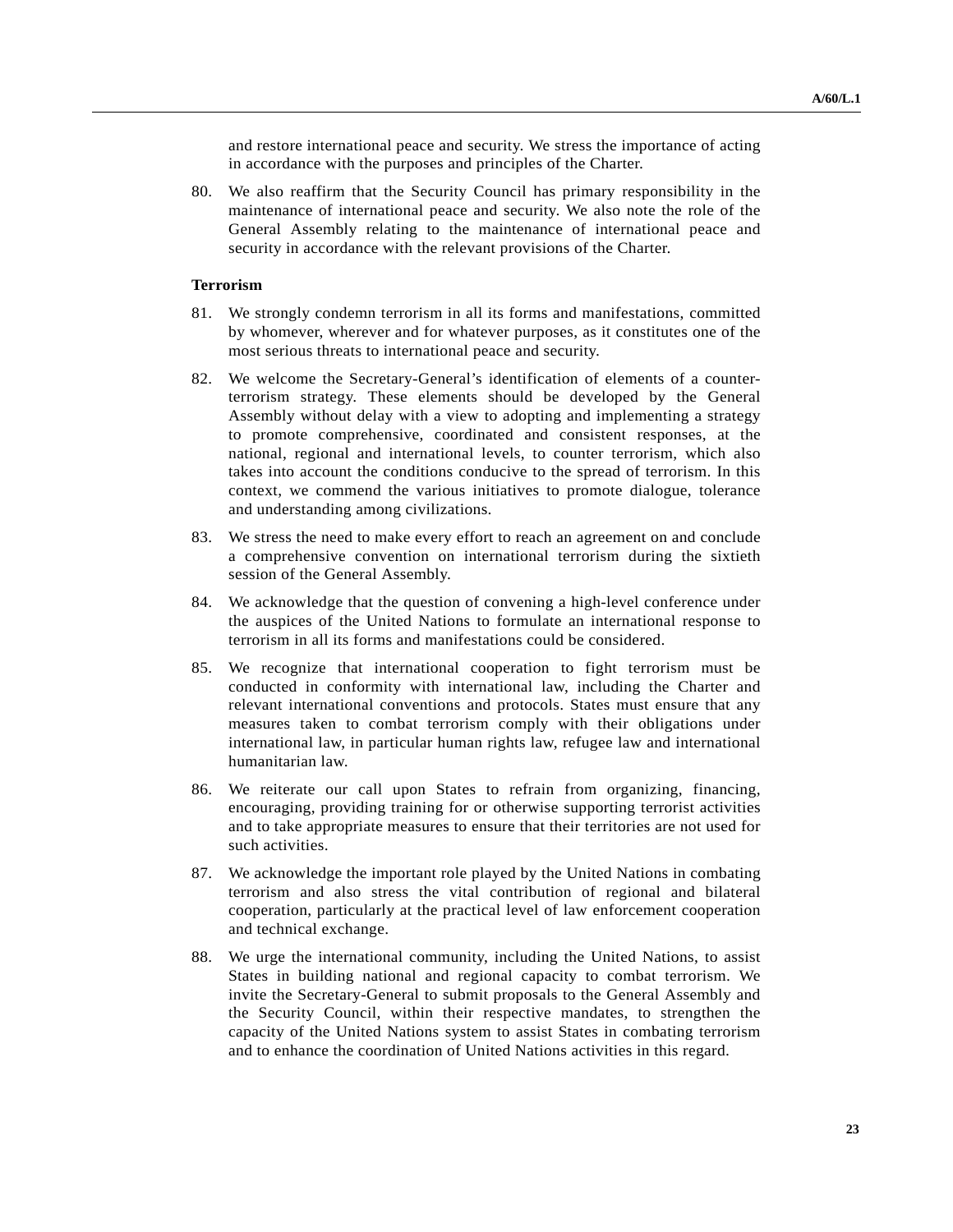and restore international peace and security. We stress the importance of acting in accordance with the purposes and principles of the Charter.

80. We also reaffirm that the Security Council has primary responsibility in the maintenance of international peace and security. We also note the role of the General Assembly relating to the maintenance of international peace and security in accordance with the relevant provisions of the Charter.

**Terrorism**

81. We strongly condemn terrorism in all its forms and manifestations, committed by whomever, wherever and for whatever purposes, as it constitutes one of the most serious threats to international peace and security.

82. We welcome the Secretary-General's identification of elements of a counter-terrorism strategy. These elements should be developed by the General Assembly without delay with a view to adopting and implementing a strategy to promote comprehensive, coordinated and consistent responses, at the national, regional and international levels, to counter terrorism, which also takes into account the conditions conducive to the spread of terrorism. In this context, we commend the various initiatives to promote dialogue, tolerance and understanding among civilizations.

83. We stress the need to make every effort to reach an agreement on and conclude a comprehensive convention on international terrorism during the sixtieth session of the General Assembly.

84. We acknowledge that the question of convening a high-level conference under the auspices of the United Nations to formulate an international response to terrorism in all its forms and manifestations could be considered.

85. We recognize that international cooperation to fight terrorism must be conducted in conformity with international law, including the Charter and relevant international conventions and protocols. States must ensure that any measures taken to combat terrorism comply with their obligations under international law, in particular human rights law, refugee law and international humanitarian law.

86. We reiterate our call upon States to refrain from organizing, financing, encouraging, providing training for or otherwise supporting terrorist activities and to take appropriate measures to ensure that their territories are not used for such activities.

87. We acknowledge the important role played by the United Nations in combating terrorism and also stress the vital contribution of regional and bilateral cooperation, particularly at the practical level of law enforcement cooperation and technical exchange.

88. We urge the international community, including the United Nations, to assist States in building national and regional capacity to combat terrorism. We invite the Secretary-General to submit proposals to the General Assembly and the Security Council, within their respective mandates, to strengthen the capacity of the United Nations system to assist States in combating terrorism and to enhance the coordination of United Nations activities in this regard.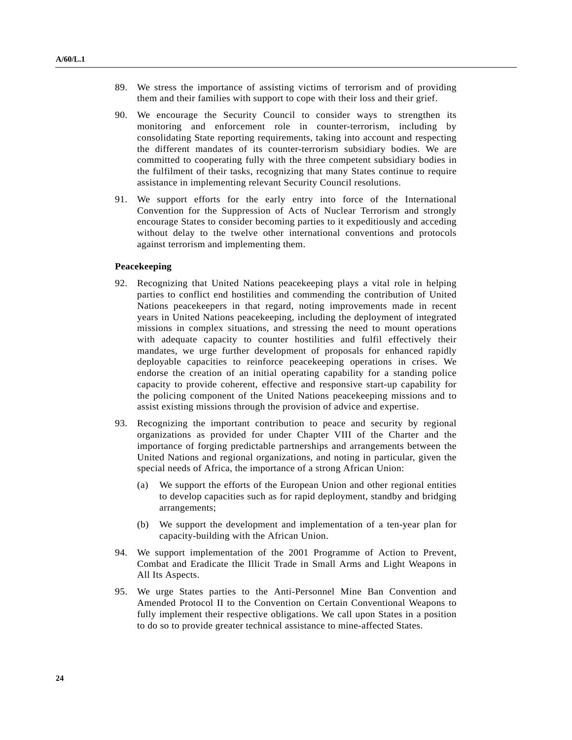89. We stress the importance of assisting victims of terrorism and of providing them and their families with support to cope with their loss and their grief.

90. We encourage the Security Council to consider ways to strengthen its monitoring and enforcement role in counter-terrorism, including by consolidating State reporting requirements, taking into account and respecting the different mandates of its counter-terrorism subsidiary bodies. We are committed to cooperating fully with the three competent subsidiary bodies in the fulfilment of their tasks, recognizing that many States continue to require assistance in implementing relevant Security Council resolutions.

91. We support efforts for the early entry into force of the International Convention for the Suppression of Acts of Nuclear Terrorism and strongly encourage States to consider becoming parties to it expeditiously and acceding without delay to the twelve other international conventions and protocols against terrorism and implementing them.

**Peacekeeping**

92. Recognizing that United Nations peacekeeping plays a vital role in helping parties to conflict end hostilities and commending the contribution of United Nations peacekeepers in that regard, noting improvements made in recent years in United Nations peacekeeping, including the deployment of integrated missions in complex situations, and stressing the need to mount operations with adequate capacity to counter hostilities and fulfil effectively their mandates, we urge further development of proposals for enhanced rapidly deployable capacities to reinforce peacekeeping operations in crises. We endorse the creation of an initial operating capability for a standing police capacity to provide coherent, effective and responsive start-up capability for the policing component of the United Nations peacekeeping missions and to assist existing missions through the provision of advice and expertise.

93. Recognizing the important contribution to peace and security by regional organizations as provided for under Chapter VIII of the Charter and the importance of forging predictable partnerships and arrangements between the United Nations and regional organizations, and noting in particular, given the special needs of Africa, the importance of a strong African Union:

   (a) We support the efforts of the European Union and other regional entities to develop capacities such as for rapid deployment, standby and bridging arrangements;

   (b) We support the development and implementation of a ten-year plan for capacity-building with the African Union.

94. We support implementation of the 2001 Programme of Action to Prevent, Combat and Eradicate the Illicit Trade in Small Arms and Light Weapons in All Its Aspects.

95. We urge States parties to the Anti-Personnel Mine Ban Convention and Amended Protocol II to the Convention on Certain Conventional Weapons to fully implement their respective obligations. We call upon States in a position to do so to provide greater technical assistance to mine-affected States.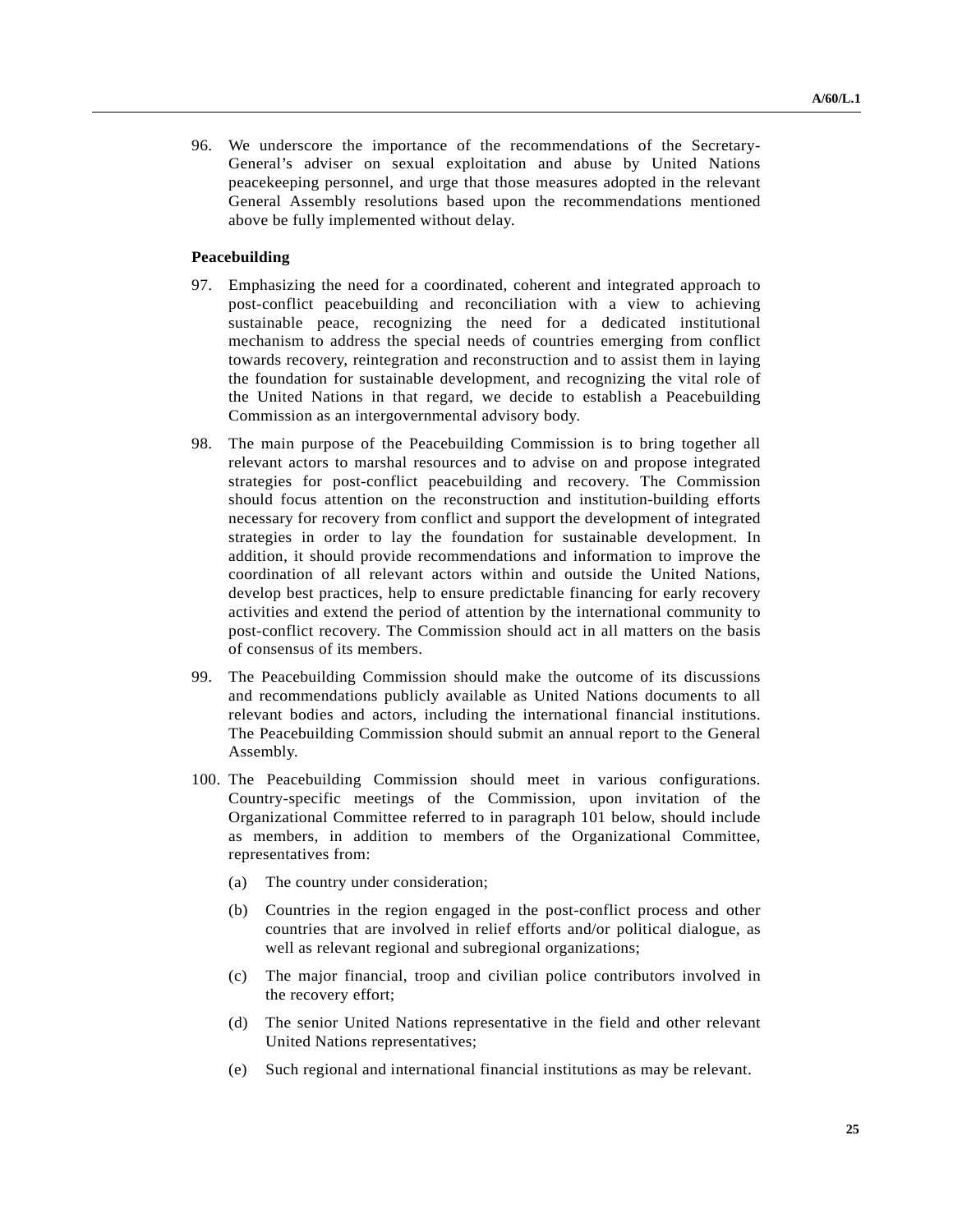96. We underscore the importance of the recommendations of the Secretary-General's adviser on sexual exploitation and abuse by United Nations peacekeeping personnel, and urge that those measures adopted in the relevant General Assembly resolutions based upon the recommendations mentioned above be fully implemented without delay.

**Peacebuilding**

97. Emphasizing the need for a coordinated, coherent and integrated approach to post-conflict peacebuilding and reconciliation with a view to achieving sustainable peace, recognizing the need for a dedicated institutional mechanism to address the special needs of countries emerging from conflict towards recovery, reintegration and reconstruction and to assist them in laying the foundation for sustainable development, and recognizing the vital role of the United Nations in that regard, we decide to establish a Peacebuilding Commission as an intergovernmental advisory body.

98. The main purpose of the Peacebuilding Commission is to bring together all relevant actors to marshal resources and to advise on and propose integrated strategies for post-conflict peacebuilding and recovery. The Commission should focus attention on the reconstruction and institution-building efforts necessary for recovery from conflict and support the development of integrated strategies in order to lay the foundation for sustainable development. In addition, it should provide recommendations and information to improve the coordination of all relevant actors within and outside the United Nations, develop best practices, help to ensure predictable financing for early recovery activities and extend the period of attention by the international community to post-conflict recovery. The Commission should act in all matters on the basis of consensus of its members.

99. The Peacebuilding Commission should make the outcome of its discussions and recommendations publicly available as United Nations documents to all relevant bodies and actors, including the international financial institutions. The Peacebuilding Commission should submit an annual report to the General Assembly.

100. The Peacebuilding Commission should meet in various configurations. Country-specific meetings of the Commission, upon invitation of the Organizational Committee referred to in paragraph 101 below, should include as members, in addition to members of the Organizational Committee, representatives from:

(a) The country under consideration;

(b) Countries in the region engaged in the post-conflict process and other countries that are involved in relief efforts and/or political dialogue, as well as relevant regional and subregional organizations;

(c) The major financial, troop and civilian police contributors involved in the recovery effort;

(d) The senior United Nations representative in the field and other relevant United Nations representatives;

(e) Such regional and international financial institutions as may be relevant.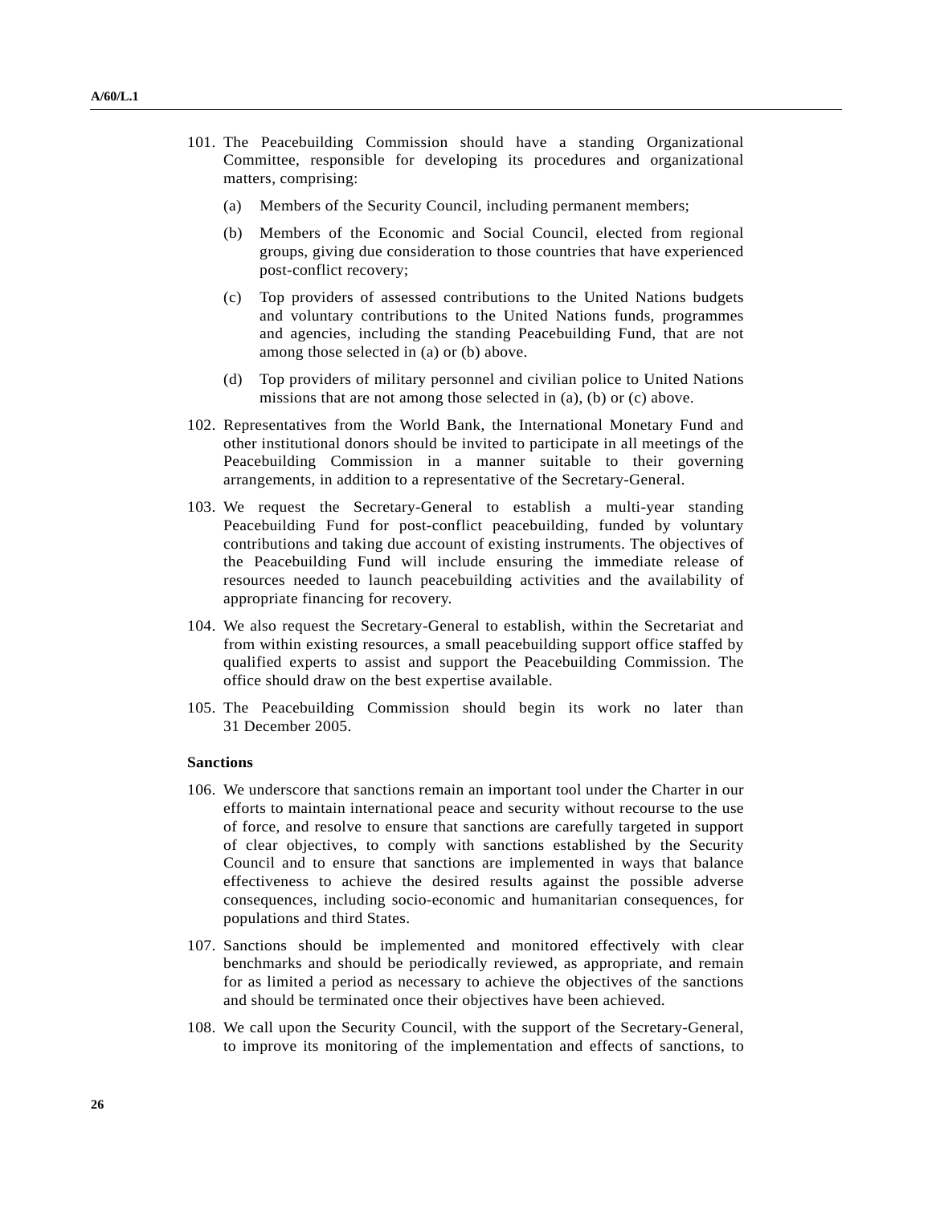101. The Peacebuilding Commission should have a standing Organizational Committee, responsible for developing its procedures and organizational matters, comprising:

   (a) Members of the Security Council, including permanent members;

   (b) Members of the Economic and Social Council, elected from regional groups, giving due consideration to those countries that have experienced post-conflict recovery;

   (c) Top providers of assessed contributions to the United Nations budgets and voluntary contributions to the United Nations funds, programmes and agencies, including the standing Peacebuilding Fund, that are not among those selected in (a) or (b) above.

   (d) Top providers of military personnel and civilian police to United Nations missions that are not among those selected in (a), (b) or (c) above.

102. Representatives from the World Bank, the International Monetary Fund and other institutional donors should be invited to participate in all meetings of the Peacebuilding Commission in a manner suitable to their governing arrangements, in addition to a representative of the Secretary-General.

103. We request the Secretary-General to establish a multi-year standing Peacebuilding Fund for post-conflict peacebuilding, funded by voluntary contributions and taking due account of existing instruments. The objectives of the Peacebuilding Fund will include ensuring the immediate release of resources needed to launch peacebuilding activities and the availability of appropriate financing for recovery.

104. We also request the Secretary-General to establish, within the Secretariat and from within existing resources, a small peacebuilding support office staffed by qualified experts to assist and support the Peacebuilding Commission. The office should draw on the best expertise available.

105. The Peacebuilding Commission should begin its work no later than 31 December 2005.

**Sanctions**

106. We underscore that sanctions remain an important tool under the Charter in our efforts to maintain international peace and security without recourse to the use of force, and resolve to ensure that sanctions are carefully targeted in support of clear objectives, to comply with sanctions established by the Security Council and to ensure that sanctions are implemented in ways that balance effectiveness to achieve the desired results against the possible adverse consequences, including socio-economic and humanitarian consequences, for populations and third States.

107. Sanctions should be implemented and monitored effectively with clear benchmarks and should be periodically reviewed, as appropriate, and remain for as limited a period as necessary to achieve the objectives of the sanctions and should be terminated once their objectives have been achieved.

108. We call upon the Security Council, with the support of the Secretary-General, to improve its monitoring of the implementation and effects of sanctions, to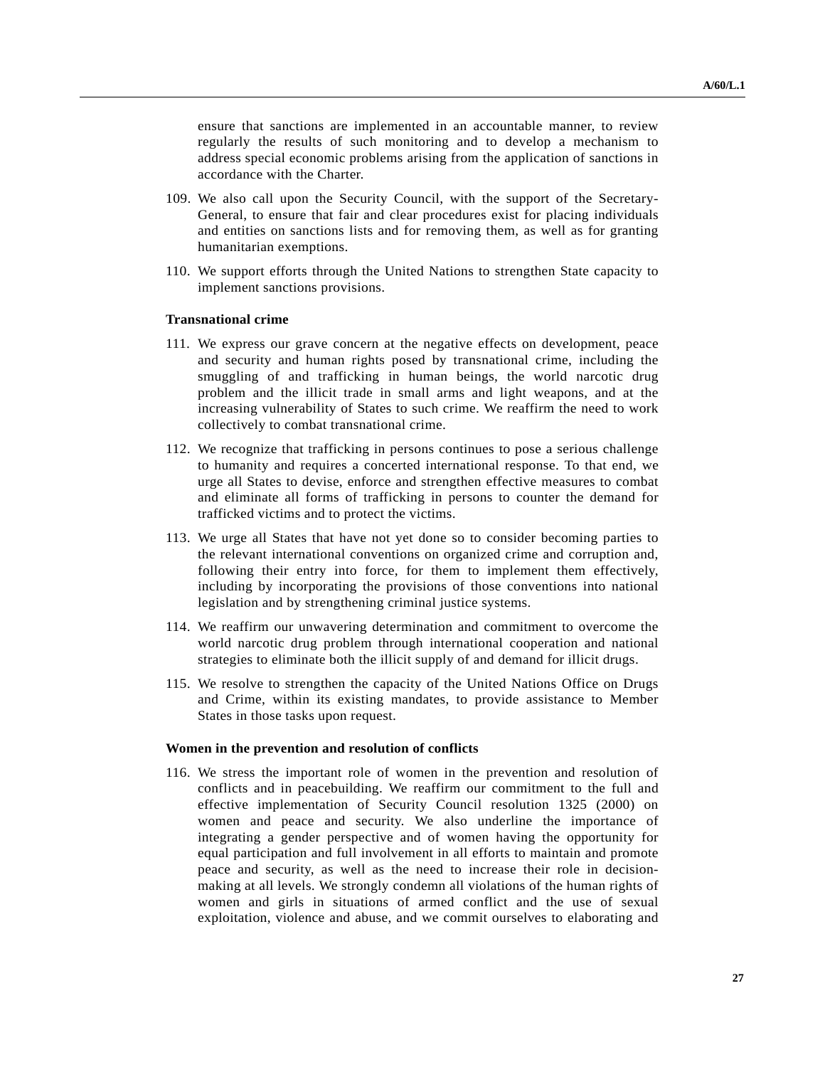ensure that sanctions are implemented in an accountable manner, to review regularly the results of such monitoring and to develop a mechanism to address special economic problems arising from the application of sanctions in accordance with the Charter.

109. We also call upon the Security Council, with the support of the Secretary-General, to ensure that fair and clear procedures exist for placing individuals and entities on sanctions lists and for removing them, as well as for granting humanitarian exemptions.

110. We support efforts through the United Nations to strengthen State capacity to implement sanctions provisions.

**Transnational crime**

111. We express our grave concern at the negative effects on development, peace and security and human rights posed by transnational crime, including the smuggling of and trafficking in human beings, the world narcotic drug problem and the illicit trade in small arms and light weapons, and at the increasing vulnerability of States to such crime. We reaffirm the need to work collectively to combat transnational crime.

112. We recognize that trafficking in persons continues to pose a serious challenge to humanity and requires a concerted international response. To that end, we urge all States to devise, enforce and strengthen effective measures to combat and eliminate all forms of trafficking in persons to counter the demand for trafficked victims and to protect the victims.

113. We urge all States that have not yet done so to consider becoming parties to the relevant international conventions on organized crime and corruption and, following their entry into force, for them to implement them effectively, including by incorporating the provisions of those conventions into national legislation and by strengthening criminal justice systems.

114. We reaffirm our unwavering determination and commitment to overcome the world narcotic drug problem through international cooperation and national strategies to eliminate both the illicit supply of and demand for illicit drugs.

115. We resolve to strengthen the capacity of the United Nations Office on Drugs and Crime, within its existing mandates, to provide assistance to Member States in those tasks upon request.

**Women in the prevention and resolution of conflicts**

116. We stress the important role of women in the prevention and resolution of conflicts and in peacebuilding. We reaffirm our commitment to the full and effective implementation of Security Council resolution 1325 (2000) on women and peace and security. We also underline the importance of integrating a gender perspective and of women having the opportunity for equal participation and full involvement in all efforts to maintain and promote peace and security, as well as the need to increase their role in decision-making at all levels. We strongly condemn all violations of the human rights of women and girls in situations of armed conflict and the use of sexual exploitation, violence and abuse, and we commit ourselves to elaborating and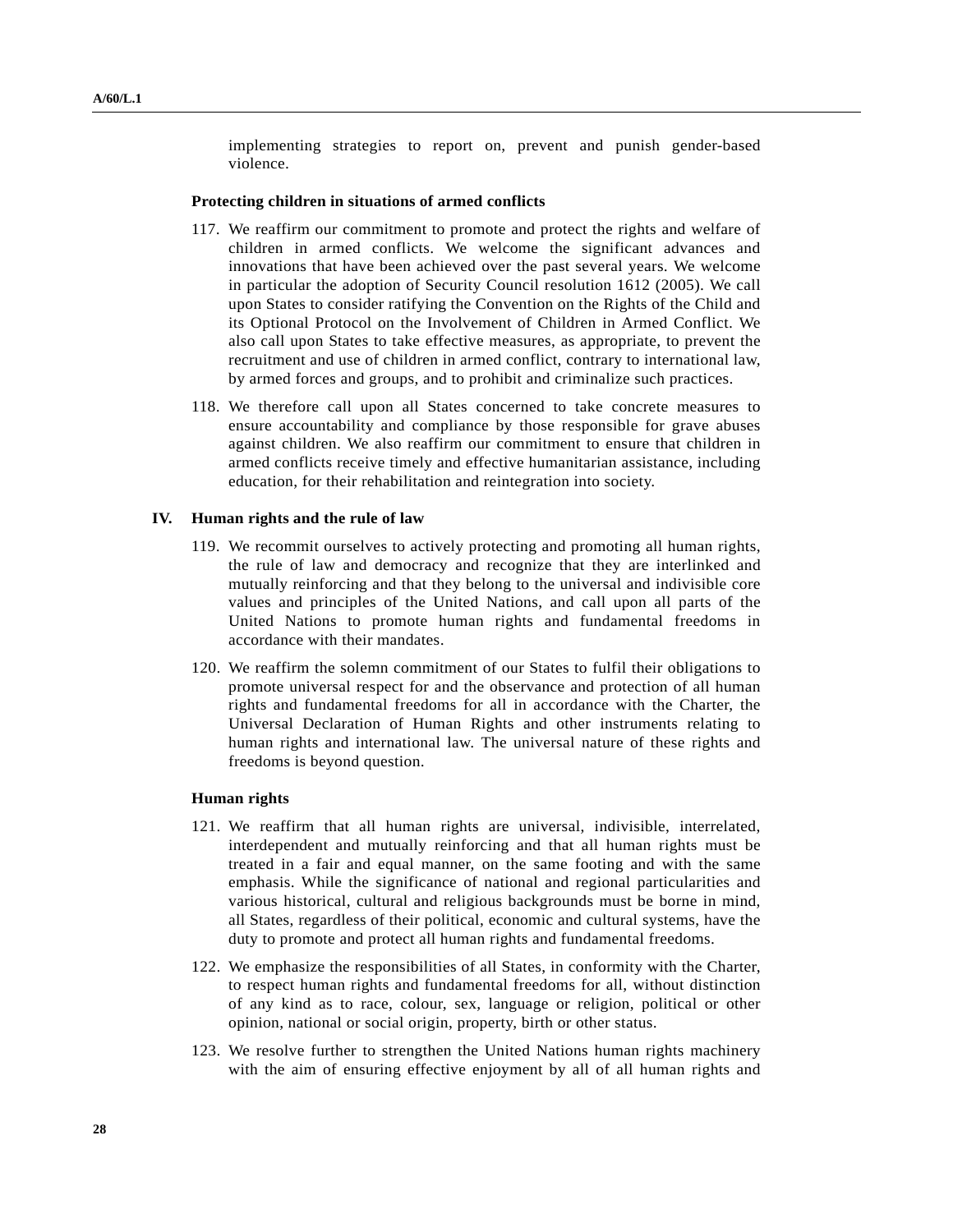implementing strategies to report on, prevent and punish gender-based violence.

### Protecting children in situations of armed conflicts

117. We reaffirm our commitment to promote and protect the rights and welfare of children in armed conflicts. We welcome the significant advances and innovations that have been achieved over the past several years. We welcome in particular the adoption of Security Council resolution 1612 (2005). We call upon States to consider ratifying the Convention on the Rights of the Child and its Optional Protocol on the Involvement of Children in Armed Conflict. We also call upon States to take effective measures, as appropriate, to prevent the recruitment and use of children in armed conflict, contrary to international law, by armed forces and groups, and to prohibit and criminalize such practices.

118. We therefore call upon all States concerned to take concrete measures to ensure accountability and compliance by those responsible for grave abuses against children. We also reaffirm our commitment to ensure that children in armed conflicts receive timely and effective humanitarian assistance, including education, for their rehabilitation and reintegration into society.

## IV. Human rights and the rule of law

119. We recommit ourselves to actively protecting and promoting all human rights, the rule of law and democracy and recognize that they are interlinked and mutually reinforcing and that they belong to the universal and indivisible core values and principles of the United Nations, and call upon all parts of the United Nations to promote human rights and fundamental freedoms in accordance with their mandates.

120. We reaffirm the solemn commitment of our States to fulfil their obligations to promote universal respect for and the observance and protection of all human rights and fundamental freedoms for all in accordance with the Charter, the Universal Declaration of Human Rights and other instruments relating to human rights and international law. The universal nature of these rights and freedoms is beyond question.

### Human rights

121. We reaffirm that all human rights are universal, indivisible, interrelated, interdependent and mutually reinforcing and that all human rights must be treated in a fair and equal manner, on the same footing and with the same emphasis. While the significance of national and regional particularities and various historical, cultural and religious backgrounds must be borne in mind, all States, regardless of their political, economic and cultural systems, have the duty to promote and protect all human rights and fundamental freedoms.

122. We emphasize the responsibilities of all States, in conformity with the Charter, to respect human rights and fundamental freedoms for all, without distinction of any kind as to race, colour, sex, language or religion, political or other opinion, national or social origin, property, birth or other status.

123. We resolve further to strengthen the United Nations human rights machinery with the aim of ensuring effective enjoyment by all of all human rights and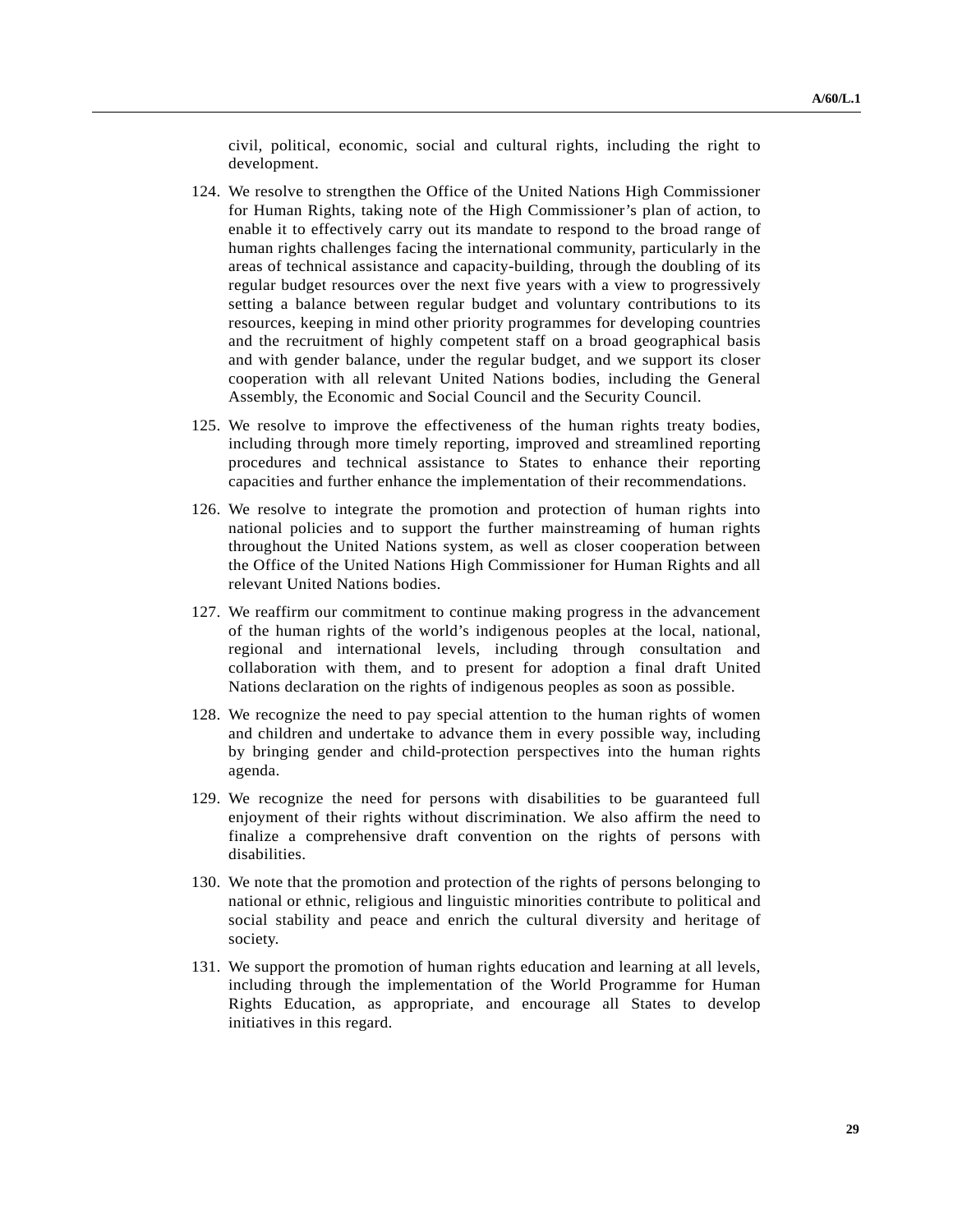civil, political, economic, social and cultural rights, including the right to development.

124. We resolve to strengthen the Office of the United Nations High Commissioner for Human Rights, taking note of the High Commissioner's plan of action, to enable it to effectively carry out its mandate to respond to the broad range of human rights challenges facing the international community, particularly in the areas of technical assistance and capacity-building, through the doubling of its regular budget resources over the next five years with a view to progressively setting a balance between regular budget and voluntary contributions to its resources, keeping in mind other priority programmes for developing countries and the recruitment of highly competent staff on a broad geographical basis and with gender balance, under the regular budget, and we support its closer cooperation with all relevant United Nations bodies, including the General Assembly, the Economic and Social Council and the Security Council.

125. We resolve to improve the effectiveness of the human rights treaty bodies, including through more timely reporting, improved and streamlined reporting procedures and technical assistance to States to enhance their reporting capacities and further enhance the implementation of their recommendations.

126. We resolve to integrate the promotion and protection of human rights into national policies and to support the further mainstreaming of human rights throughout the United Nations system, as well as closer cooperation between the Office of the United Nations High Commissioner for Human Rights and all relevant United Nations bodies.

127. We reaffirm our commitment to continue making progress in the advancement of the human rights of the world's indigenous peoples at the local, national, regional and international levels, including through consultation and collaboration with them, and to present for adoption a final draft United Nations declaration on the rights of indigenous peoples as soon as possible.

128. We recognize the need to pay special attention to the human rights of women and children and undertake to advance them in every possible way, including by bringing gender and child-protection perspectives into the human rights agenda.

129. We recognize the need for persons with disabilities to be guaranteed full enjoyment of their rights without discrimination. We also affirm the need to finalize a comprehensive draft convention on the rights of persons with disabilities.

130. We note that the promotion and protection of the rights of persons belonging to national or ethnic, religious and linguistic minorities contribute to political and social stability and peace and enrich the cultural diversity and heritage of society.

131. We support the promotion of human rights education and learning at all levels, including through the implementation of the World Programme for Human Rights Education, as appropriate, and encourage all States to develop initiatives in this regard.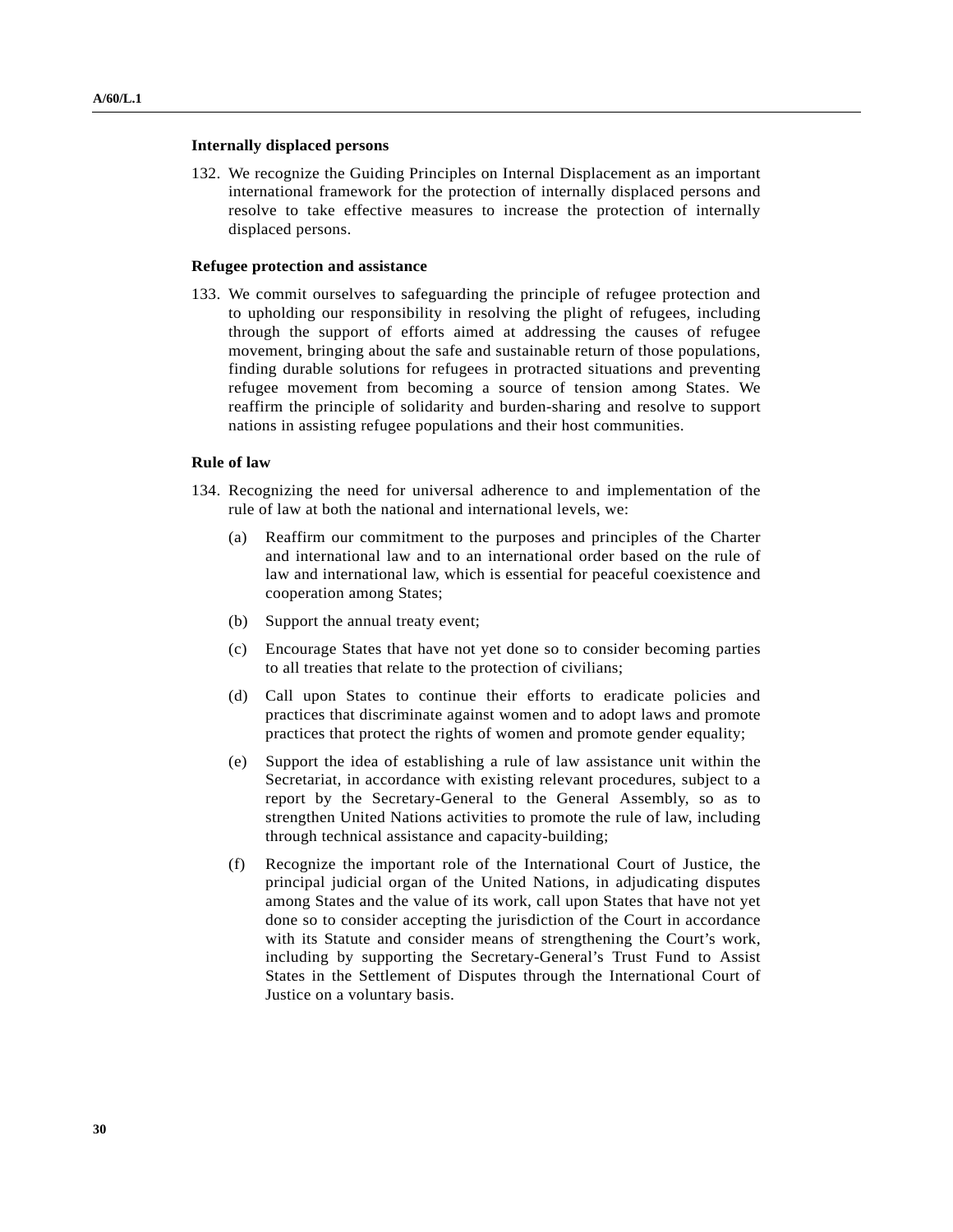### Internally displaced persons

132. We recognize the Guiding Principles on Internal Displacement as an important international framework for the protection of internally displaced persons and resolve to take effective measures to increase the protection of internally displaced persons.

### Refugee protection and assistance

133. We commit ourselves to safeguarding the principle of refugee protection and to upholding our responsibility in resolving the plight of refugees, including through the support of efforts aimed at addressing the causes of refugee movement, bringing about the safe and sustainable return of those populations, finding durable solutions for refugees in protracted situations and preventing refugee movement from becoming a source of tension among States. We reaffirm the principle of solidarity and burden-sharing and resolve to support nations in assisting refugee populations and their host communities.

### Rule of law

134. Recognizing the need for universal adherence to and implementation of the rule of law at both the national and international levels, we:

   (a) Reaffirm our commitment to the purposes and principles of the Charter and international law and to an international order based on the rule of law and international law, which is essential for peaceful coexistence and cooperation among States;

   (b) Support the annual treaty event;

   (c) Encourage States that have not yet done so to consider becoming parties to all treaties that relate to the protection of civilians;

   (d) Call upon States to continue their efforts to eradicate policies and practices that discriminate against women and to adopt laws and promote practices that protect the rights of women and promote gender equality;

   (e) Support the idea of establishing a rule of law assistance unit within the Secretariat, in accordance with existing relevant procedures, subject to a report by the Secretary-General to the General Assembly, so as to strengthen United Nations activities to promote the rule of law, including through technical assistance and capacity-building;

   (f) Recognize the important role of the International Court of Justice, the principal judicial organ of the United Nations, in adjudicating disputes among States and the value of its work, call upon States that have not yet done so to consider accepting the jurisdiction of the Court in accordance with its Statute and consider means of strengthening the Court's work, including by supporting the Secretary-General's Trust Fund to Assist States in the Settlement of Disputes through the International Court of Justice on a voluntary basis.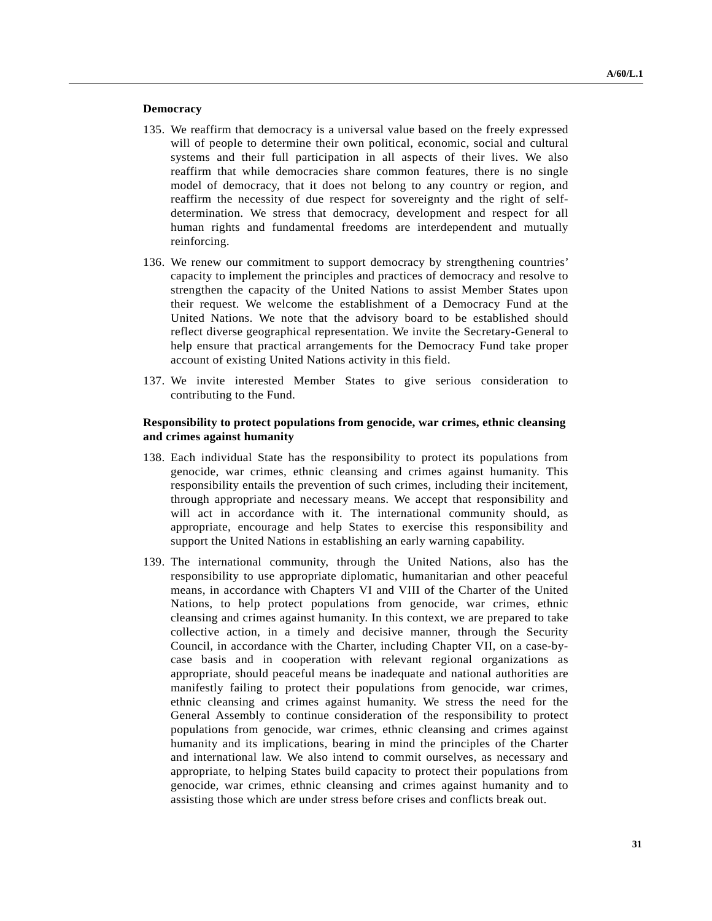**Democracy**

135. We reaffirm that democracy is a universal value based on the freely expressed will of people to determine their own political, economic, social and cultural systems and their full participation in all aspects of their lives. We also reaffirm that while democracies share common features, there is no single model of democracy, that it does not belong to any country or region, and reaffirm the necessity of due respect for sovereignty and the right of self-determination. We stress that democracy, development and respect for all human rights and fundamental freedoms are interdependent and mutually reinforcing.

136. We renew our commitment to support democracy by strengthening countries' capacity to implement the principles and practices of democracy and resolve to strengthen the capacity of the United Nations to assist Member States upon their request. We welcome the establishment of a Democracy Fund at the United Nations. We note that the advisory board to be established should reflect diverse geographical representation. We invite the Secretary-General to help ensure that practical arrangements for the Democracy Fund take proper account of existing United Nations activity in this field.

137. We invite interested Member States to give serious consideration to contributing to the Fund.

**Responsibility to protect populations from genocide, war crimes, ethnic cleansing and crimes against humanity**

138. Each individual State has the responsibility to protect its populations from genocide, war crimes, ethnic cleansing and crimes against humanity. This responsibility entails the prevention of such crimes, including their incitement, through appropriate and necessary means. We accept that responsibility and will act in accordance with it. The international community should, as appropriate, encourage and help States to exercise this responsibility and support the United Nations in establishing an early warning capability.

139. The international community, through the United Nations, also has the responsibility to use appropriate diplomatic, humanitarian and other peaceful means, in accordance with Chapters VI and VIII of the Charter of the United Nations, to help protect populations from genocide, war crimes, ethnic cleansing and crimes against humanity. In this context, we are prepared to take collective action, in a timely and decisive manner, through the Security Council, in accordance with the Charter, including Chapter VII, on a case-by-case basis and in cooperation with relevant regional organizations as appropriate, should peaceful means be inadequate and national authorities are manifestly failing to protect their populations from genocide, war crimes, ethnic cleansing and crimes against humanity. We stress the need for the General Assembly to continue consideration of the responsibility to protect populations from genocide, war crimes, ethnic cleansing and crimes against humanity and its implications, bearing in mind the principles of the Charter and international law. We also intend to commit ourselves, as necessary and appropriate, to helping States build capacity to protect their populations from genocide, war crimes, ethnic cleansing and crimes against humanity and to assisting those which are under stress before crises and conflicts break out.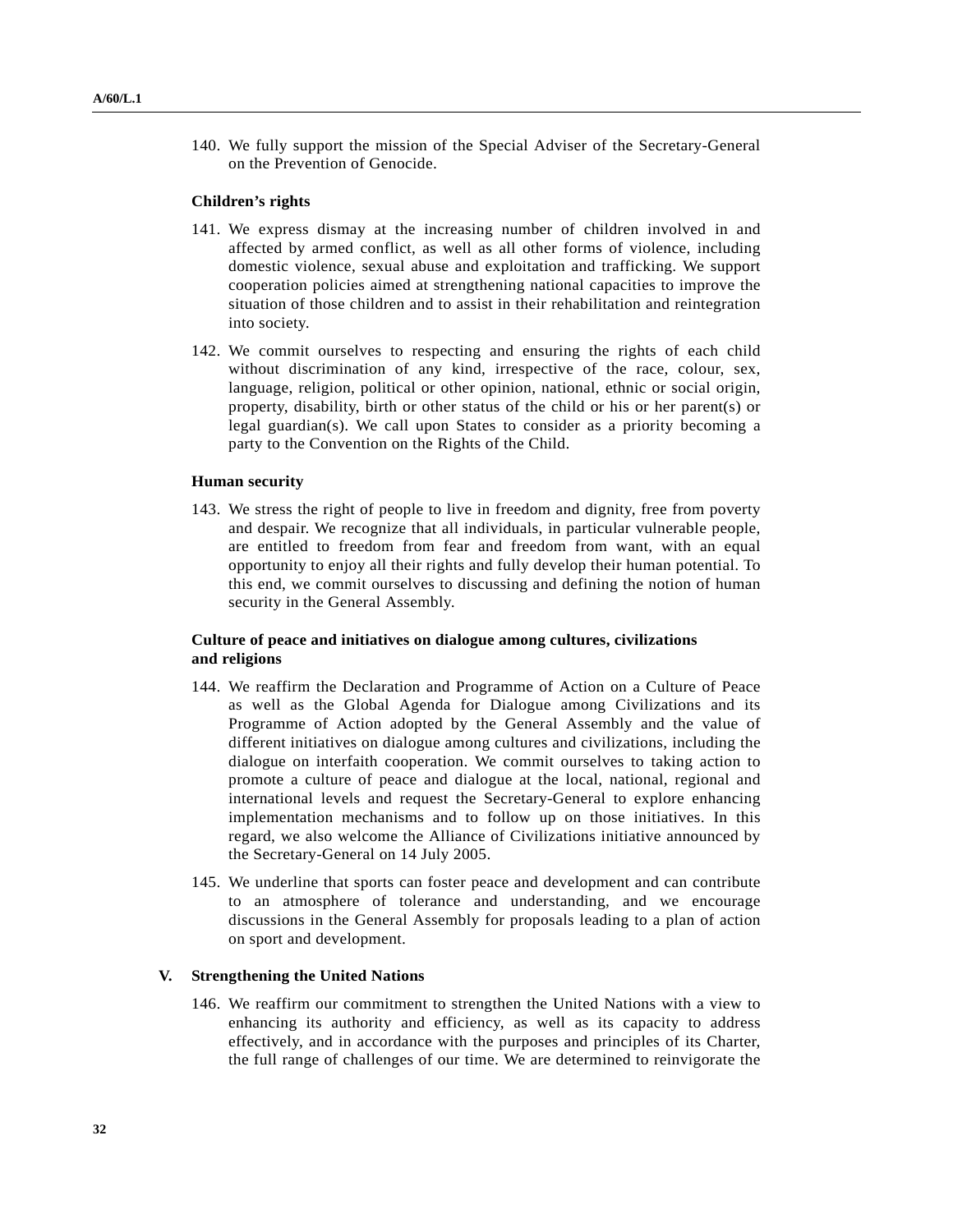140. We fully support the mission of the Special Adviser of the Secretary-General on the Prevention of Genocide.

### Children's rights

141. We express dismay at the increasing number of children involved in and affected by armed conflict, as well as all other forms of violence, including domestic violence, sexual abuse and exploitation and trafficking. We support cooperation policies aimed at strengthening national capacities to improve the situation of those children and to assist in their rehabilitation and reintegration into society.

142. We commit ourselves to respecting and ensuring the rights of each child without discrimination of any kind, irrespective of the race, colour, sex, language, religion, political or other opinion, national, ethnic or social origin, property, disability, birth or other status of the child or his or her parent(s) or legal guardian(s). We call upon States to consider as a priority becoming a party to the Convention on the Rights of the Child.

### Human security

143. We stress the right of people to live in freedom and dignity, free from poverty and despair. We recognize that all individuals, in particular vulnerable people, are entitled to freedom from fear and freedom from want, with an equal opportunity to enjoy all their rights and fully develop their human potential. To this end, we commit ourselves to discussing and defining the notion of human security in the General Assembly.

### Culture of peace and initiatives on dialogue among cultures, civilizations and religions

144. We reaffirm the Declaration and Programme of Action on a Culture of Peace as well as the Global Agenda for Dialogue among Civilizations and its Programme of Action adopted by the General Assembly and the value of different initiatives on dialogue among cultures and civilizations, including the dialogue on interfaith cooperation. We commit ourselves to taking action to promote a culture of peace and dialogue at the local, national, regional and international levels and request the Secretary-General to explore enhancing implementation mechanisms and to follow up on those initiatives. In this regard, we also welcome the Alliance of Civilizations initiative announced by the Secretary-General on 14 July 2005.

145. We underline that sports can foster peace and development and can contribute to an atmosphere of tolerance and understanding, and we encourage discussions in the General Assembly for proposals leading to a plan of action on sport and development.

## V. Strengthening the United Nations

146. We reaffirm our commitment to strengthen the United Nations with a view to enhancing its authority and efficiency, as well as its capacity to address effectively, and in accordance with the purposes and principles of its Charter, the full range of challenges of our time. We are determined to reinvigorate the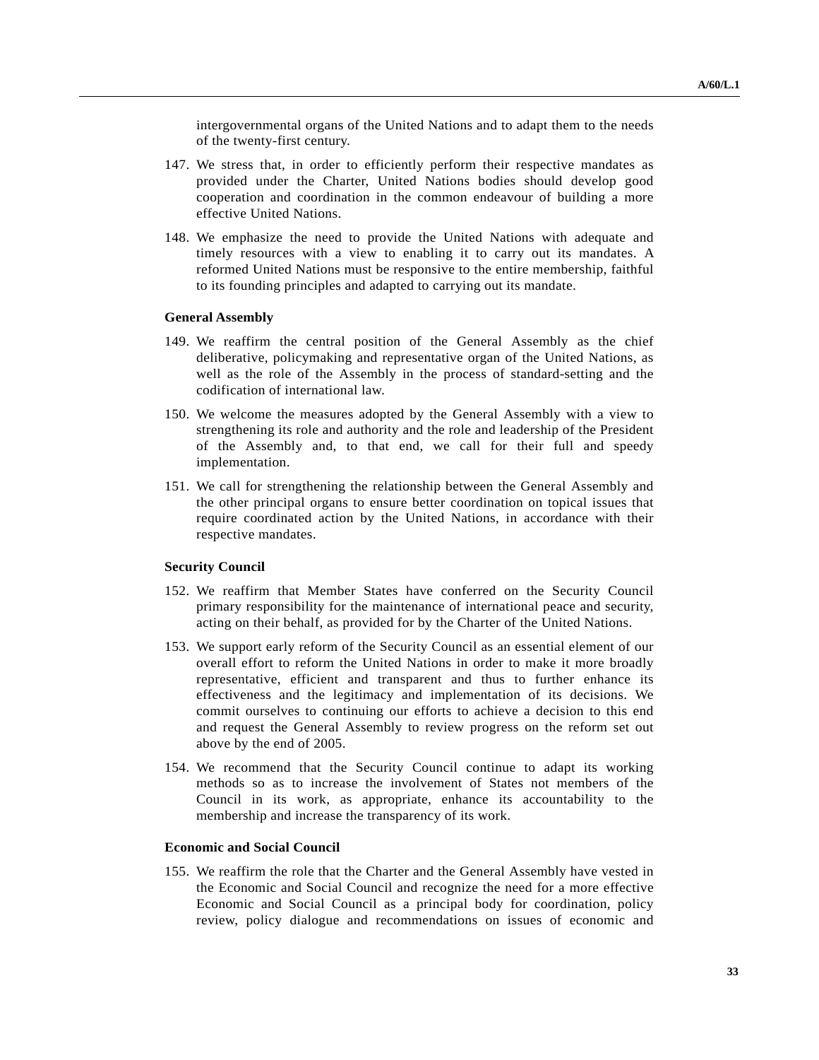intergovernmental organs of the United Nations and to adapt them to the needs of the twenty-first century.

147. We stress that, in order to efficiently perform their respective mandates as provided under the Charter, United Nations bodies should develop good cooperation and coordination in the common endeavour of building a more effective United Nations.

148. We emphasize the need to provide the United Nations with adequate and timely resources with a view to enabling it to carry out its mandates. A reformed United Nations must be responsive to the entire membership, faithful to its founding principles and adapted to carrying out its mandate.

### General Assembly

149. We reaffirm the central position of the General Assembly as the chief deliberative, policymaking and representative organ of the United Nations, as well as the role of the Assembly in the process of standard-setting and the codification of international law.

150. We welcome the measures adopted by the General Assembly with a view to strengthening its role and authority and the role and leadership of the President of the Assembly and, to that end, we call for their full and speedy implementation.

151. We call for strengthening the relationship between the General Assembly and the other principal organs to ensure better coordination on topical issues that require coordinated action by the United Nations, in accordance with their respective mandates.

### Security Council

152. We reaffirm that Member States have conferred on the Security Council primary responsibility for the maintenance of international peace and security, acting on their behalf, as provided for by the Charter of the United Nations.

153. We support early reform of the Security Council as an essential element of our overall effort to reform the United Nations in order to make it more broadly representative, efficient and transparent and thus to further enhance its effectiveness and the legitimacy and implementation of its decisions. We commit ourselves to continuing our efforts to achieve a decision to this end and request the General Assembly to review progress on the reform set out above by the end of 2005.

154. We recommend that the Security Council continue to adapt its working methods so as to increase the involvement of States not members of the Council in its work, as appropriate, enhance its accountability to the membership and increase the transparency of its work.

### Economic and Social Council

155. We reaffirm the role that the Charter and the General Assembly have vested in the Economic and Social Council and recognize the need for a more effective Economic and Social Council as a principal body for coordination, policy review, policy dialogue and recommendations on issues of economic and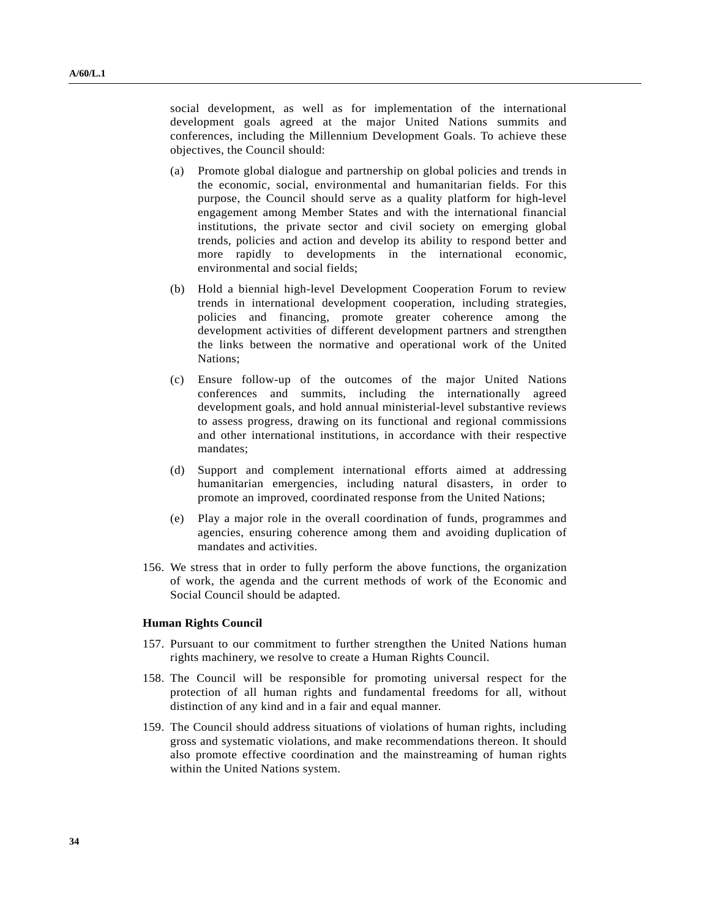social development, as well as for implementation of the international development goals agreed at the major United Nations summits and conferences, including the Millennium Development Goals. To achieve these objectives, the Council should:

(a) Promote global dialogue and partnership on global policies and trends in the economic, social, environmental and humanitarian fields. For this purpose, the Council should serve as a quality platform for high-level engagement among Member States and with the international financial institutions, the private sector and civil society on emerging global trends, policies and action and develop its ability to respond better and more rapidly to developments in the international economic, environmental and social fields;

(b) Hold a biennial high-level Development Cooperation Forum to review trends in international development cooperation, including strategies, policies and financing, promote greater coherence among the development activities of different development partners and strengthen the links between the normative and operational work of the United Nations;

(c) Ensure follow-up of the outcomes of the major United Nations conferences and summits, including the internationally agreed development goals, and hold annual ministerial-level substantive reviews to assess progress, drawing on its functional and regional commissions and other international institutions, in accordance with their respective mandates;

(d) Support and complement international efforts aimed at addressing humanitarian emergencies, including natural disasters, in order to promote an improved, coordinated response from the United Nations;

(e) Play a major role in the overall coordination of funds, programmes and agencies, ensuring coherence among them and avoiding duplication of mandates and activities.

156. We stress that in order to fully perform the above functions, the organization of work, the agenda and the current methods of work of the Economic and Social Council should be adapted.

**Human Rights Council**

157. Pursuant to our commitment to further strengthen the United Nations human rights machinery, we resolve to create a Human Rights Council.

158. The Council will be responsible for promoting universal respect for the protection of all human rights and fundamental freedoms for all, without distinction of any kind and in a fair and equal manner.

159. The Council should address situations of violations of human rights, including gross and systematic violations, and make recommendations thereon. It should also promote effective coordination and the mainstreaming of human rights within the United Nations system.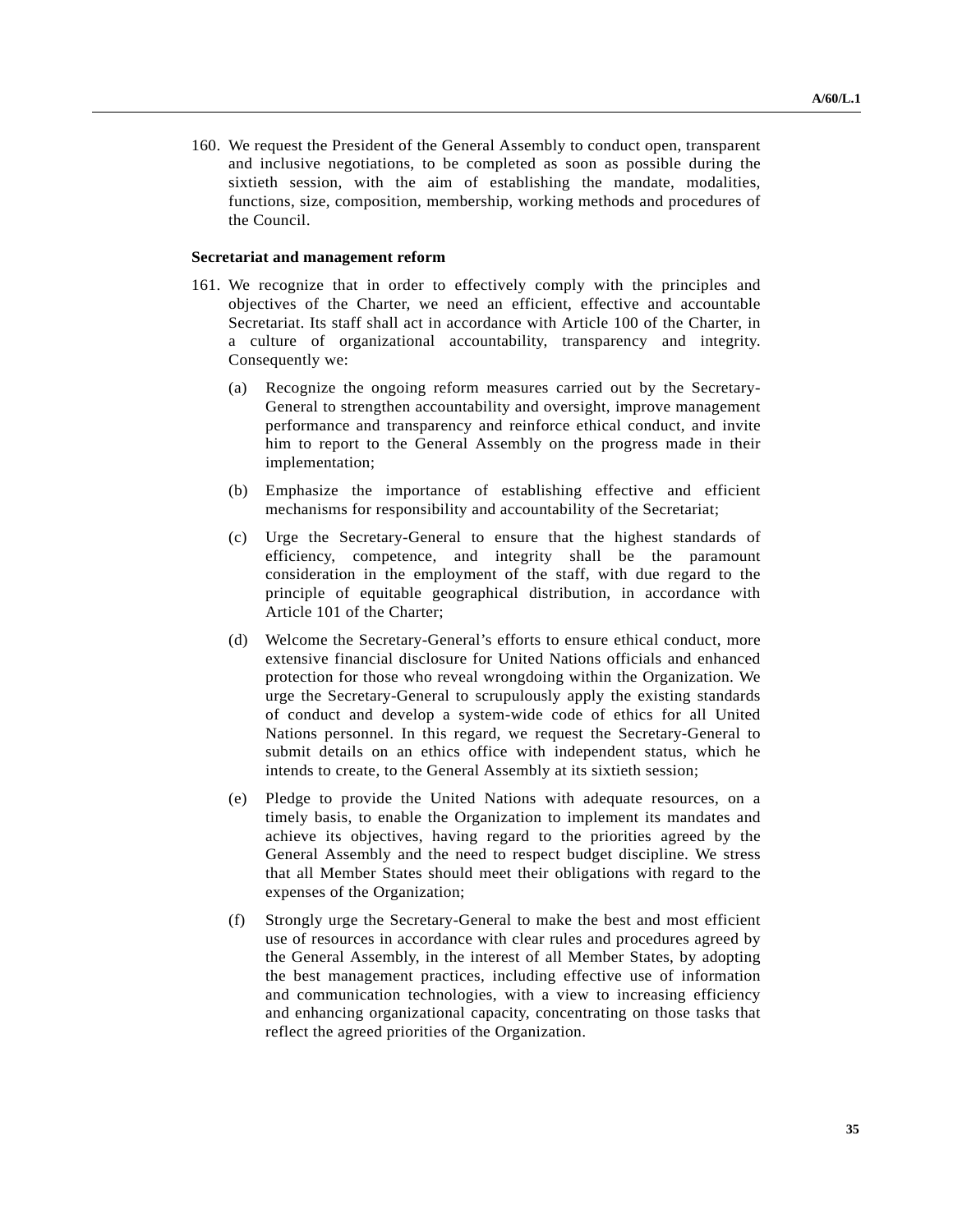160. We request the President of the General Assembly to conduct open, transparent and inclusive negotiations, to be completed as soon as possible during the sixtieth session, with the aim of establishing the mandate, modalities, functions, size, composition, membership, working methods and procedures of the Council.

**Secretariat and management reform**

161. We recognize that in order to effectively comply with the principles and objectives of the Charter, we need an efficient, effective and accountable Secretariat. Its staff shall act in accordance with Article 100 of the Charter, in a culture of organizational accountability, transparency and integrity. Consequently we:

   (a) Recognize the ongoing reform measures carried out by the Secretary-General to strengthen accountability and oversight, improve management performance and transparency and reinforce ethical conduct, and invite him to report to the General Assembly on the progress made in their implementation;

   (b) Emphasize the importance of establishing effective and efficient mechanisms for responsibility and accountability of the Secretariat;

   (c) Urge the Secretary-General to ensure that the highest standards of efficiency, competence, and integrity shall be the paramount consideration in the employment of the staff, with due regard to the principle of equitable geographical distribution, in accordance with Article 101 of the Charter;

   (d) Welcome the Secretary-General's efforts to ensure ethical conduct, more extensive financial disclosure for United Nations officials and enhanced protection for those who reveal wrongdoing within the Organization. We urge the Secretary-General to scrupulously apply the existing standards of conduct and develop a system-wide code of ethics for all United Nations personnel. In this regard, we request the Secretary-General to submit details on an ethics office with independent status, which he intends to create, to the General Assembly at its sixtieth session;

   (e) Pledge to provide the United Nations with adequate resources, on a timely basis, to enable the Organization to implement its mandates and achieve its objectives, having regard to the priorities agreed by the General Assembly and the need to respect budget discipline. We stress that all Member States should meet their obligations with regard to the expenses of the Organization;

   (f) Strongly urge the Secretary-General to make the best and most efficient use of resources in accordance with clear rules and procedures agreed by the General Assembly, in the interest of all Member States, by adopting the best management practices, including effective use of information and communication technologies, with a view to increasing efficiency and enhancing organizational capacity, concentrating on those tasks that reflect the agreed priorities of the Organization.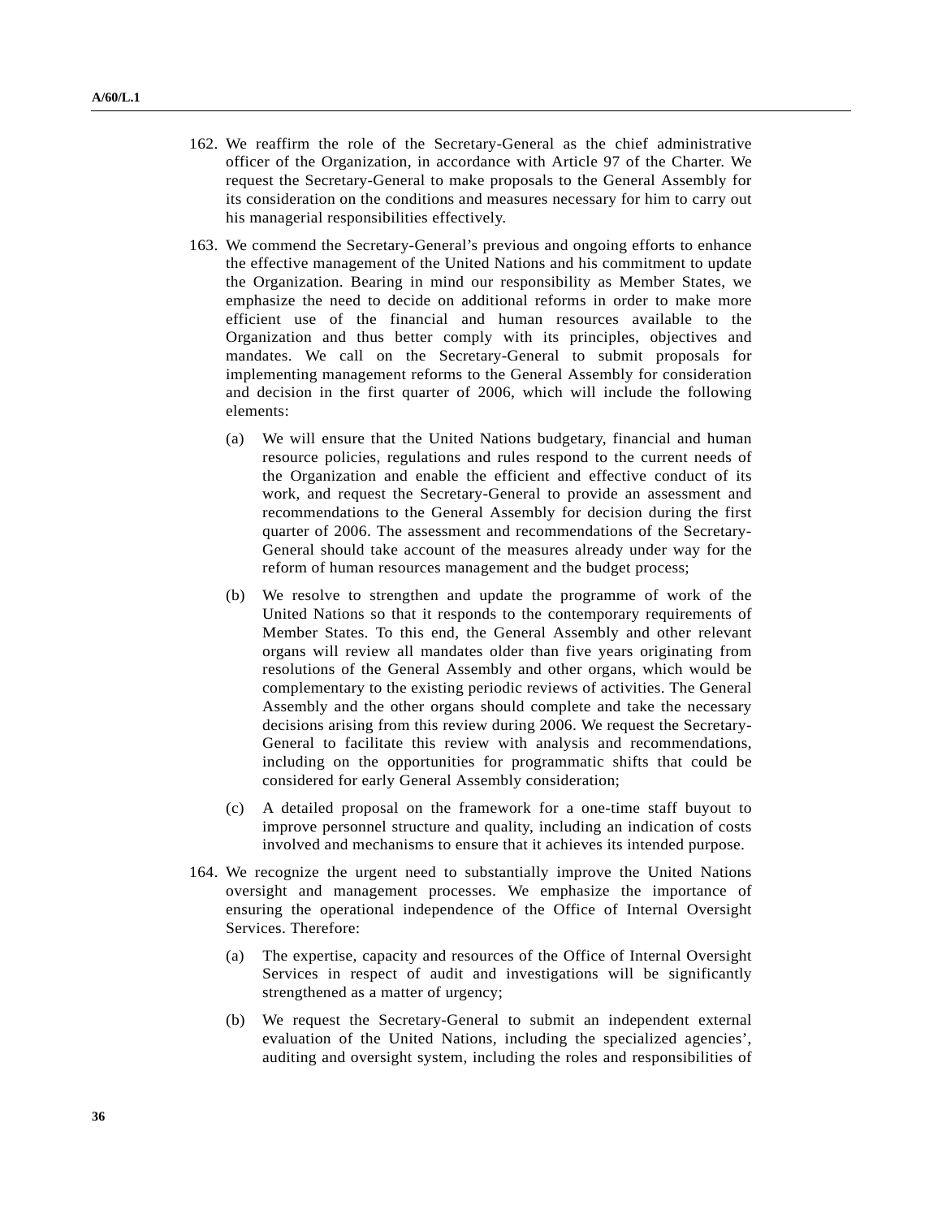162. We reaffirm the role of the Secretary-General as the chief administrative officer of the Organization, in accordance with Article 97 of the Charter. We request the Secretary-General to make proposals to the General Assembly for its consideration on the conditions and measures necessary for him to carry out his managerial responsibilities effectively.

163. We commend the Secretary-General's previous and ongoing efforts to enhance the effective management of the United Nations and his commitment to update the Organization. Bearing in mind our responsibility as Member States, we emphasize the need to decide on additional reforms in order to make more efficient use of the financial and human resources available to the Organization and thus better comply with its principles, objectives and mandates. We call on the Secretary-General to submit proposals for implementing management reforms to the General Assembly for consideration and decision in the first quarter of 2006, which will include the following elements:

   (a) We will ensure that the United Nations budgetary, financial and human resource policies, regulations and rules respond to the current needs of the Organization and enable the efficient and effective conduct of its work, and request the Secretary-General to provide an assessment and recommendations to the General Assembly for decision during the first quarter of 2006. The assessment and recommendations of the Secretary-General should take account of the measures already under way for the reform of human resources management and the budget process;

   (b) We resolve to strengthen and update the programme of work of the United Nations so that it responds to the contemporary requirements of Member States. To this end, the General Assembly and other relevant organs will review all mandates older than five years originating from resolutions of the General Assembly and other organs, which would be complementary to the existing periodic reviews of activities. The General Assembly and the other organs should complete and take the necessary decisions arising from this review during 2006. We request the Secretary-General to facilitate this review with analysis and recommendations, including on the opportunities for programmatic shifts that could be considered for early General Assembly consideration;

   (c) A detailed proposal on the framework for a one-time staff buyout to improve personnel structure and quality, including an indication of costs involved and mechanisms to ensure that it achieves its intended purpose.

164. We recognize the urgent need to substantially improve the United Nations oversight and management processes. We emphasize the importance of ensuring the operational independence of the Office of Internal Oversight Services. Therefore:

   (a) The expertise, capacity and resources of the Office of Internal Oversight Services in respect of audit and investigations will be significantly strengthened as a matter of urgency;

   (b) We request the Secretary-General to submit an independent external evaluation of the United Nations, including the specialized agencies', auditing and oversight system, including the roles and responsibilities of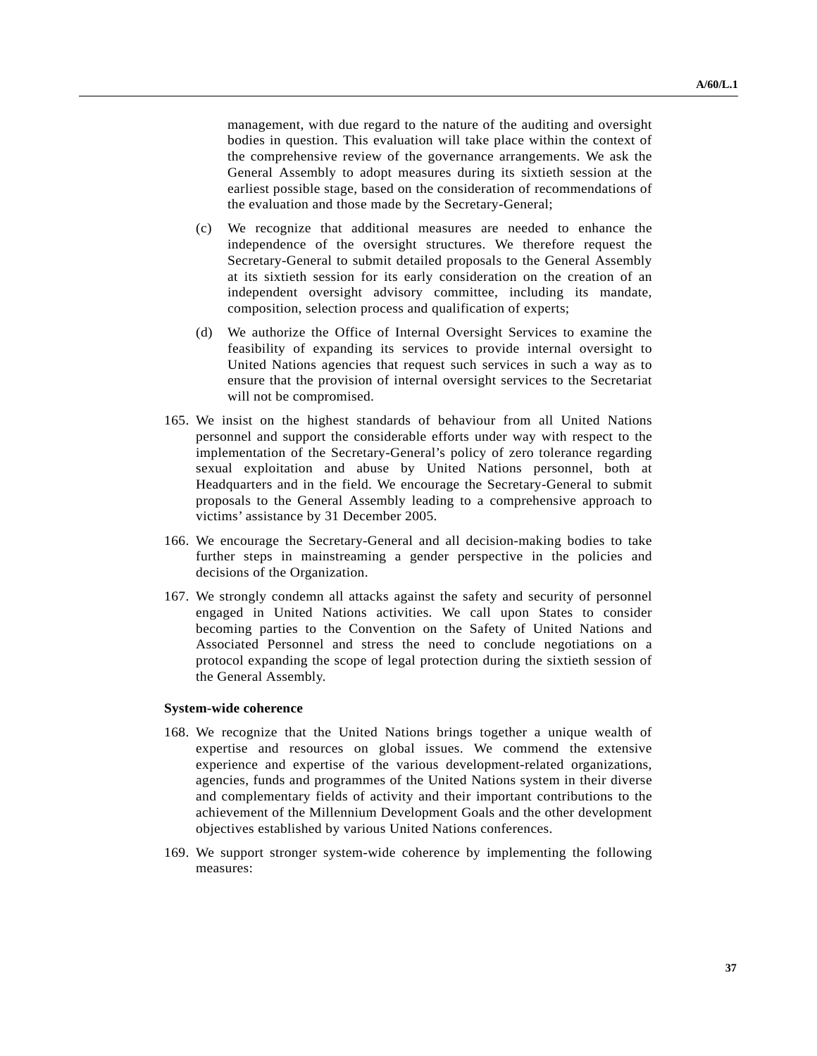management, with due regard to the nature of the auditing and oversight bodies in question. This evaluation will take place within the context of the comprehensive review of the governance arrangements. We ask the General Assembly to adopt measures during its sixtieth session at the earliest possible stage, based on the consideration of recommendations of the evaluation and those made by the Secretary-General;

(c) We recognize that additional measures are needed to enhance the independence of the oversight structures. We therefore request the Secretary-General to submit detailed proposals to the General Assembly at its sixtieth session for its early consideration on the creation of an independent oversight advisory committee, including its mandate, composition, selection process and qualification of experts;

(d) We authorize the Office of Internal Oversight Services to examine the feasibility of expanding its services to provide internal oversight to United Nations agencies that request such services in such a way as to ensure that the provision of internal oversight services to the Secretariat will not be compromised.

165. We insist on the highest standards of behaviour from all United Nations personnel and support the considerable efforts under way with respect to the implementation of the Secretary-General's policy of zero tolerance regarding sexual exploitation and abuse by United Nations personnel, both at Headquarters and in the field. We encourage the Secretary-General to submit proposals to the General Assembly leading to a comprehensive approach to victims' assistance by 31 December 2005.

166. We encourage the Secretary-General and all decision-making bodies to take further steps in mainstreaming a gender perspective in the policies and decisions of the Organization.

167. We strongly condemn all attacks against the safety and security of personnel engaged in United Nations activities. We call upon States to consider becoming parties to the Convention on the Safety of United Nations and Associated Personnel and stress the need to conclude negotiations on a protocol expanding the scope of legal protection during the sixtieth session of the General Assembly.

**System-wide coherence**

168. We recognize that the United Nations brings together a unique wealth of expertise and resources on global issues. We commend the extensive experience and expertise of the various development-related organizations, agencies, funds and programmes of the United Nations system in their diverse and complementary fields of activity and their important contributions to the achievement of the Millennium Development Goals and the other development objectives established by various United Nations conferences.

169. We support stronger system-wide coherence by implementing the following measures: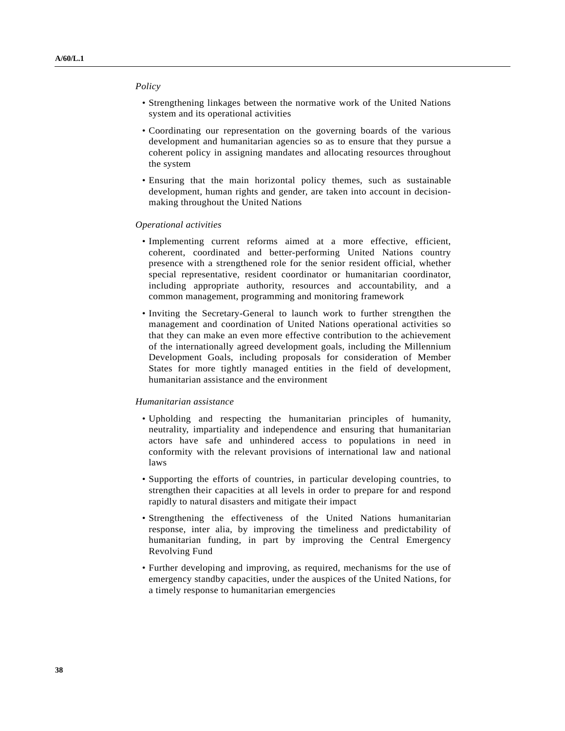*Policy*

- Strengthening linkages between the normative work of the United Nations system and its operational activities
- Coordinating our representation on the governing boards of the various development and humanitarian agencies so as to ensure that they pursue a coherent policy in assigning mandates and allocating resources throughout the system
- Ensuring that the main horizontal policy themes, such as sustainable development, human rights and gender, are taken into account in decision-making throughout the United Nations

*Operational activities*

- Implementing current reforms aimed at a more effective, efficient, coherent, coordinated and better-performing United Nations country presence with a strengthened role for the senior resident official, whether special representative, resident coordinator or humanitarian coordinator, including appropriate authority, resources and accountability, and a common management, programming and monitoring framework
- Inviting the Secretary-General to launch work to further strengthen the management and coordination of United Nations operational activities so that they can make an even more effective contribution to the achievement of the internationally agreed development goals, including the Millennium Development Goals, including proposals for consideration of Member States for more tightly managed entities in the field of development, humanitarian assistance and the environment

*Humanitarian assistance*

- Upholding and respecting the humanitarian principles of humanity, neutrality, impartiality and independence and ensuring that humanitarian actors have safe and unhindered access to populations in need in conformity with the relevant provisions of international law and national laws
- Supporting the efforts of countries, in particular developing countries, to strengthen their capacities at all levels in order to prepare for and respond rapidly to natural disasters and mitigate their impact
- Strengthening the effectiveness of the United Nations humanitarian response, inter alia, by improving the timeliness and predictability of humanitarian funding, in part by improving the Central Emergency Revolving Fund
- Further developing and improving, as required, mechanisms for the use of emergency standby capacities, under the auspices of the United Nations, for a timely response to humanitarian emergencies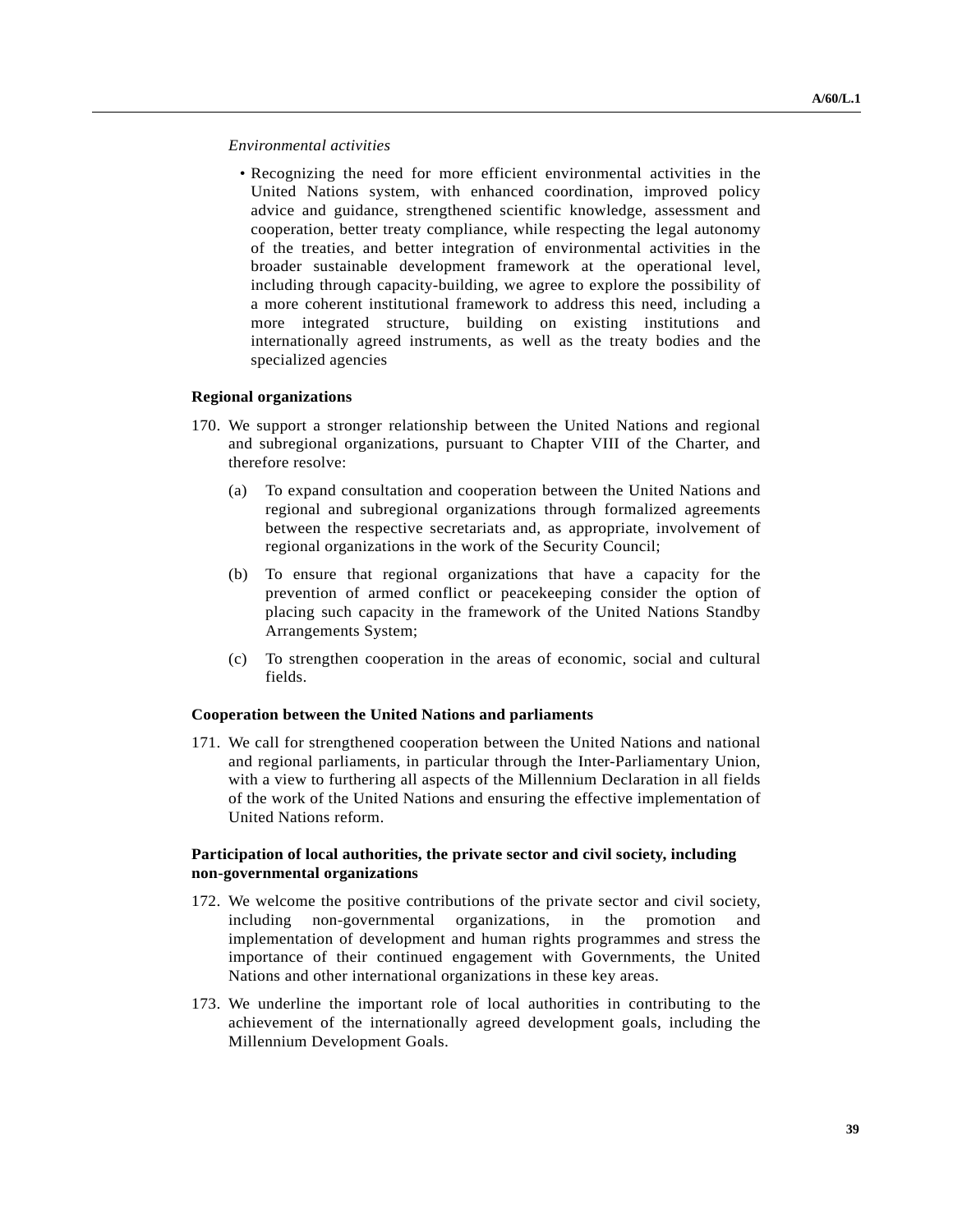*Environmental activities*

- Recognizing the need for more efficient environmental activities in the United Nations system, with enhanced coordination, improved policy advice and guidance, strengthened scientific knowledge, assessment and cooperation, better treaty compliance, while respecting the legal autonomy of the treaties, and better integration of environmental activities in the broader sustainable development framework at the operational level, including through capacity-building, we agree to explore the possibility of a more coherent institutional framework to address this need, including a more integrated structure, building on existing institutions and internationally agreed instruments, as well as the treaty bodies and the specialized agencies

**Regional organizations**

170. We support a stronger relationship between the United Nations and regional and subregional organizations, pursuant to Chapter VIII of the Charter, and therefore resolve:

    (a) To expand consultation and cooperation between the United Nations and regional and subregional organizations through formalized agreements between the respective secretariats and, as appropriate, involvement of regional organizations in the work of the Security Council;

    (b) To ensure that regional organizations that have a capacity for the prevention of armed conflict or peacekeeping consider the option of placing such capacity in the framework of the United Nations Standby Arrangements System;

    (c) To strengthen cooperation in the areas of economic, social and cultural fields.

**Cooperation between the United Nations and parliaments**

171. We call for strengthened cooperation between the United Nations and national and regional parliaments, in particular through the Inter-Parliamentary Union, with a view to furthering all aspects of the Millennium Declaration in all fields of the work of the United Nations and ensuring the effective implementation of United Nations reform.

**Participation of local authorities, the private sector and civil society, including non-governmental organizations**

172. We welcome the positive contributions of the private sector and civil society, including non-governmental organizations, in the promotion and implementation of development and human rights programmes and stress the importance of their continued engagement with Governments, the United Nations and other international organizations in these key areas.

173. We underline the important role of local authorities in contributing to the achievement of the internationally agreed development goals, including the Millennium Development Goals.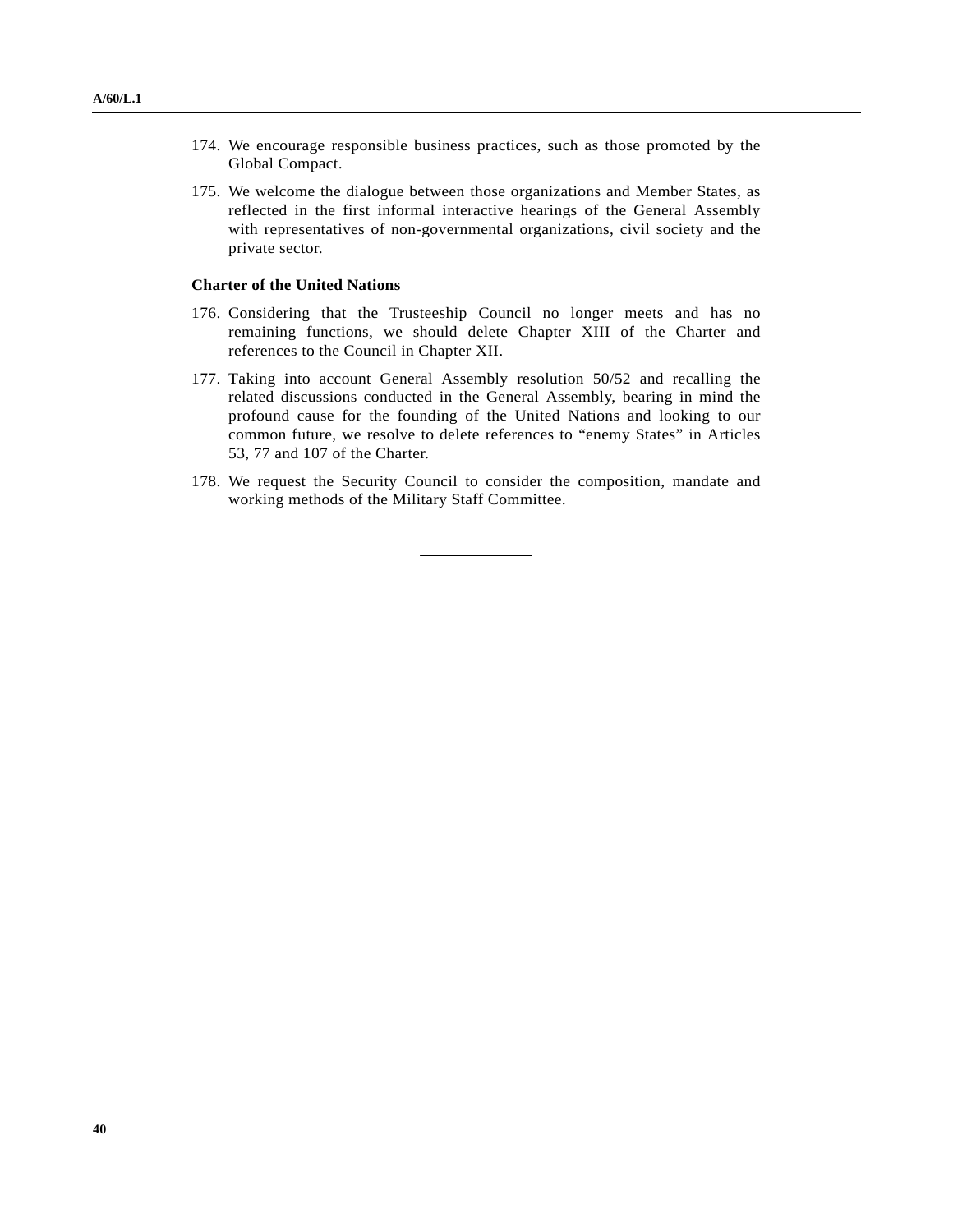174. We encourage responsible business practices, such as those promoted by the Global Compact.

175. We welcome the dialogue between those organizations and Member States, as reflected in the first informal interactive hearings of the General Assembly with representatives of non-governmental organizations, civil society and the private sector.

**Charter of the United Nations**

176. Considering that the Trusteeship Council no longer meets and has no remaining functions, we should delete Chapter XIII of the Charter and references to the Council in Chapter XII.

177. Taking into account General Assembly resolution 50/52 and recalling the related discussions conducted in the General Assembly, bearing in mind the profound cause for the founding of the United Nations and looking to our common future, we resolve to delete references to "enemy States" in Articles 53, 77 and 107 of the Charter.

178. We request the Security Council to consider the composition, mandate and working methods of the Military Staff Committee.